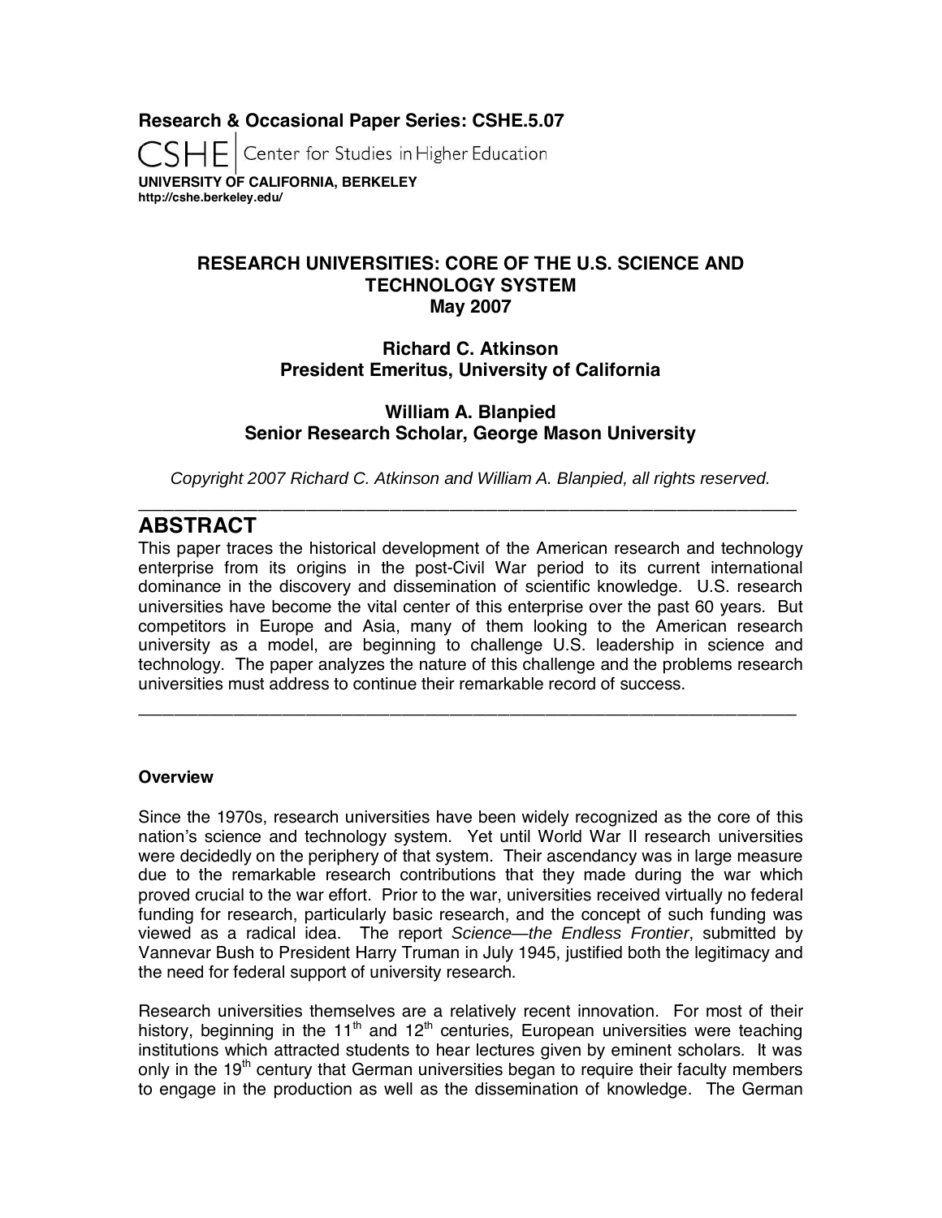**Research & Occasional Paper Series: CSHE.5.07**

CSHE | Center for Studies in Higher Education

**UNIVERSITY OF CALIFORNIA, BERKELEY**
**http://cshe.berkeley.edu/**

# RESEARCH UNIVERSITIES: CORE OF THE U.S. SCIENCE AND TECHNOLOGY SYSTEM
**May 2007**

**Richard C. Atkinson**
**President Emeritus, University of California**

**William A. Blanpied**
**Senior Research Scholar, George Mason University**

*Copyright 2007 Richard C. Atkinson and William A. Blanpied, all rights reserved.*

---

## ABSTRACT

This paper traces the historical development of the American research and technology enterprise from its origins in the post-Civil War period to its current international dominance in the discovery and dissemination of scientific knowledge. U.S. research universities have become the vital center of this enterprise over the past 60 years. But competitors in Europe and Asia, many of them looking to the American research university as a model, are beginning to challenge U.S. leadership in science and technology. The paper analyzes the nature of this challenge and the problems research universities must address to continue their remarkable record of success.

---

### Overview

Since the 1970s, research universities have been widely recognized as the core of this nation's science and technology system. Yet until World War II research universities were decidedly on the periphery of that system. Their ascendancy was in large measure due to the remarkable research contributions that they made during the war which proved crucial to the war effort. Prior to the war, universities received virtually no federal funding for research, particularly basic research, and the concept of such funding was viewed as a radical idea. The report *Science—the Endless Frontier*, submitted by Vannevar Bush to President Harry Truman in July 1945, justified both the legitimacy and the need for federal support of university research.

Research universities themselves are a relatively recent innovation. For most of their history, beginning in the 11th and 12th centuries, European universities were teaching institutions which attracted students to hear lectures given by eminent scholars. It was only in the 19th century that German universities began to require their faculty members to engage in the production as well as the dissemination of knowledge. The German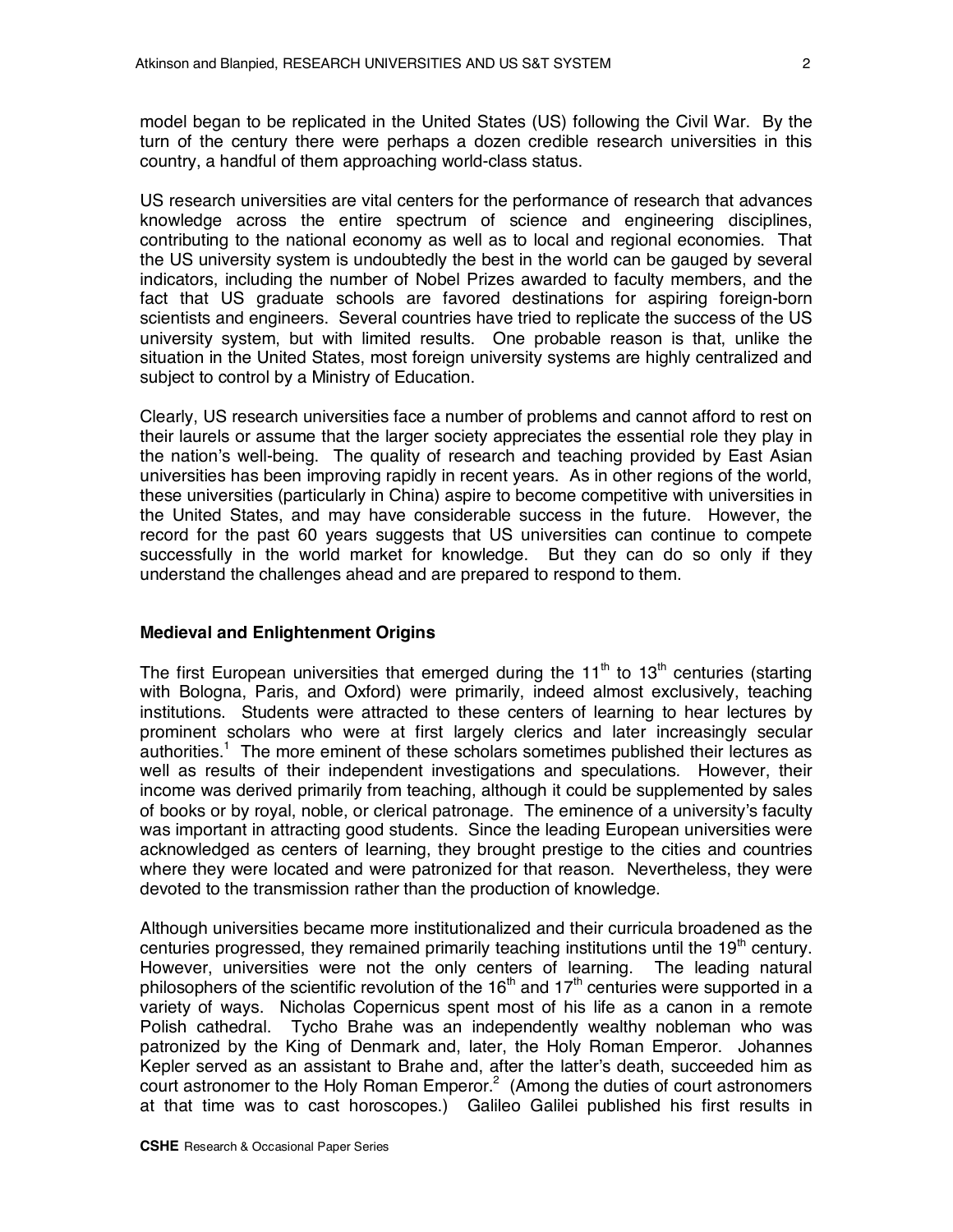model began to be replicated in the United States (US) following the Civil War. By the turn of the century there were perhaps a dozen credible research universities in this country, a handful of them approaching world-class status.

US research universities are vital centers for the performance of research that advances knowledge across the entire spectrum of science and engineering disciplines, contributing to the national economy as well as to local and regional economies. That the US university system is undoubtedly the best in the world can be gauged by several indicators, including the number of Nobel Prizes awarded to faculty members, and the fact that US graduate schools are favored destinations for aspiring foreign-born scientists and engineers. Several countries have tried to replicate the success of the US university system, but with limited results. One probable reason is that, unlike the situation in the United States, most foreign university systems are highly centralized and subject to control by a Ministry of Education.

Clearly, US research universities face a number of problems and cannot afford to rest on their laurels or assume that the larger society appreciates the essential role they play in the nation's well-being. The quality of research and teaching provided by East Asian universities has been improving rapidly in recent years. As in other regions of the world, these universities (particularly in China) aspire to become competitive with universities in the United States, and may have considerable success in the future. However, the record for the past 60 years suggests that US universities can continue to compete successfully in the world market for knowledge. But they can do so only if they understand the challenges ahead and are prepared to respond to them.

## Medieval and Enlightenment Origins

The first European universities that emerged during the 11th to 13th centuries (starting with Bologna, Paris, and Oxford) were primarily, indeed almost exclusively, teaching institutions. Students were attracted to these centers of learning to hear lectures by prominent scholars who were at first largely clerics and later increasingly secular authorities.[1] The more eminent of these scholars sometimes published their lectures as well as results of their independent investigations and speculations. However, their income was derived primarily from teaching, although it could be supplemented by sales of books or by royal, noble, or clerical patronage. The eminence of a university's faculty was important in attracting good students. Since the leading European universities were acknowledged as centers of learning, they brought prestige to the cities and countries where they were located and were patronized for that reason. Nevertheless, they were devoted to the transmission rather than the production of knowledge.

Although universities became more institutionalized and their curricula broadened as the centuries progressed, they remained primarily teaching institutions until the 19th century. However, universities were not the only centers of learning. The leading natural philosophers of the scientific revolution of the 16th and 17th centuries were supported in a variety of ways. Nicholas Copernicus spent most of his life as a canon in a remote Polish cathedral. Tycho Brahe was an independently wealthy nobleman who was patronized by the King of Denmark and, later, the Holy Roman Emperor. Johannes Kepler served as an assistant to Brahe and, after the latter's death, succeeded him as court astronomer to the Holy Roman Emperor.[2] (Among the duties of court astronomers at that time was to cast horoscopes.) Galileo Galilei published his first results in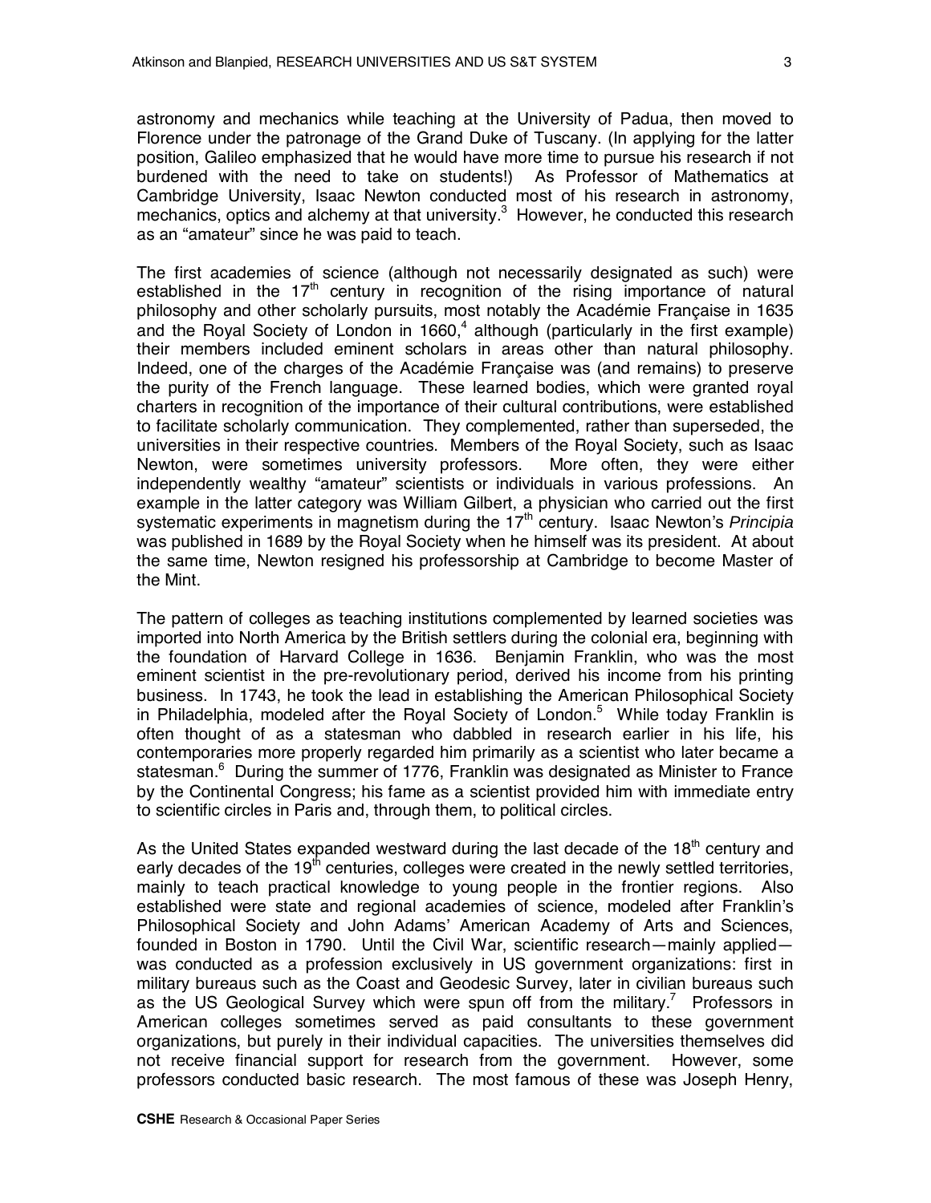astronomy and mechanics while teaching at the University of Padua, then moved to Florence under the patronage of the Grand Duke of Tuscany. (In applying for the latter position, Galileo emphasized that he would have more time to pursue his research if not burdened with the need to take on students!) As Professor of Mathematics at Cambridge University, Isaac Newton conducted most of his research in astronomy, mechanics, optics and alchemy at that university.[3] However, he conducted this research as an "amateur" since he was paid to teach.

The first academies of science (although not necessarily designated as such) were established in the 17th century in recognition of the rising importance of natural philosophy and other scholarly pursuits, most notably the Académie Française in 1635 and the Royal Society of London in 1660,[4] although (particularly in the first example) their members included eminent scholars in areas other than natural philosophy. Indeed, one of the charges of the Académie Française was (and remains) to preserve the purity of the French language. These learned bodies, which were granted royal charters in recognition of the importance of their cultural contributions, were established to facilitate scholarly communication. They complemented, rather than superseded, the universities in their respective countries. Members of the Royal Society, such as Isaac Newton, were sometimes university professors. More often, they were either independently wealthy "amateur" scientists or individuals in various professions. An example in the latter category was William Gilbert, a physician who carried out the first systematic experiments in magnetism during the 17th century. Isaac Newton's *Principia* was published in 1689 by the Royal Society when he himself was its president. At about the same time, Newton resigned his professorship at Cambridge to become Master of the Mint.

The pattern of colleges as teaching institutions complemented by learned societies was imported into North America by the British settlers during the colonial era, beginning with the foundation of Harvard College in 1636. Benjamin Franklin, who was the most eminent scientist in the pre-revolutionary period, derived his income from his printing business. In 1743, he took the lead in establishing the American Philosophical Society in Philadelphia, modeled after the Royal Society of London.[5] While today Franklin is often thought of as a statesman who dabbled in research earlier in his life, his contemporaries more properly regarded him primarily as a scientist who later became a statesman.[6] During the summer of 1776, Franklin was designated as Minister to France by the Continental Congress; his fame as a scientist provided him with immediate entry to scientific circles in Paris and, through them, to political circles.

As the United States expanded westward during the last decade of the 18th century and early decades of the 19th centuries, colleges were created in the newly settled territories, mainly to teach practical knowledge to young people in the frontier regions. Also established were state and regional academies of science, modeled after Franklin's Philosophical Society and John Adams' American Academy of Arts and Sciences, founded in Boston in 1790. Until the Civil War, scientific research—mainly applied—was conducted as a profession exclusively in US government organizations: first in military bureaus such as the Coast and Geodesic Survey, later in civilian bureaus such as the US Geological Survey which were spun off from the military.[7] Professors in American colleges sometimes served as paid consultants to these government organizations, but purely in their individual capacities. The universities themselves did not receive financial support for research from the government. However, some professors conducted basic research. The most famous of these was Joseph Henry,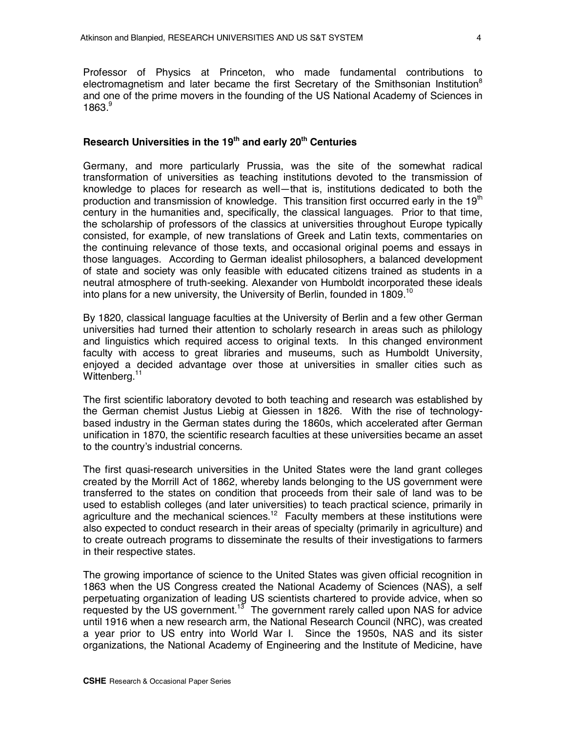Professor of Physics at Princeton, who made fundamental contributions to electromagnetism and later became the first Secretary of the Smithsonian Institution[8] and one of the prime movers in the founding of the US National Academy of Sciences in 1863.[9]

## Research Universities in the 19th and early 20th Centuries

Germany, and more particularly Prussia, was the site of the somewhat radical transformation of universities as teaching institutions devoted to the transmission of knowledge to places for research as well—that is, institutions dedicated to both the production and transmission of knowledge. This transition first occurred early in the 19th century in the humanities and, specifically, the classical languages. Prior to that time, the scholarship of professors of the classics at universities throughout Europe typically consisted, for example, of new translations of Greek and Latin texts, commentaries on the continuing relevance of those texts, and occasional original poems and essays in those languages. According to German idealist philosophers, a balanced development of state and society was only feasible with educated citizens trained as students in a neutral atmosphere of truth-seeking. Alexander von Humboldt incorporated these ideals into plans for a new university, the University of Berlin, founded in 1809.[10]

By 1820, classical language faculties at the University of Berlin and a few other German universities had turned their attention to scholarly research in areas such as philology and linguistics which required access to original texts. In this changed environment faculty with access to great libraries and museums, such as Humboldt University, enjoyed a decided advantage over those at universities in smaller cities such as Wittenberg.[11]

The first scientific laboratory devoted to both teaching and research was established by the German chemist Justus Liebig at Giessen in 1826. With the rise of technology-based industry in the German states during the 1860s, which accelerated after German unification in 1870, the scientific research faculties at these universities became an asset to the country's industrial concerns.

The first quasi-research universities in the United States were the land grant colleges created by the Morrill Act of 1862, whereby lands belonging to the US government were transferred to the states on condition that proceeds from their sale of land was to be used to establish colleges (and later universities) to teach practical science, primarily in agriculture and the mechanical sciences.[12] Faculty members at these institutions were also expected to conduct research in their areas of specialty (primarily in agriculture) and to create outreach programs to disseminate the results of their investigations to farmers in their respective states.

The growing importance of science to the United States was given official recognition in 1863 when the US Congress created the National Academy of Sciences (NAS), a self perpetuating organization of leading US scientists chartered to provide advice, when so requested by the US government.[13] The government rarely called upon NAS for advice until 1916 when a new research arm, the National Research Council (NRC), was created a year prior to US entry into World War I. Since the 1950s, NAS and its sister organizations, the National Academy of Engineering and the Institute of Medicine, have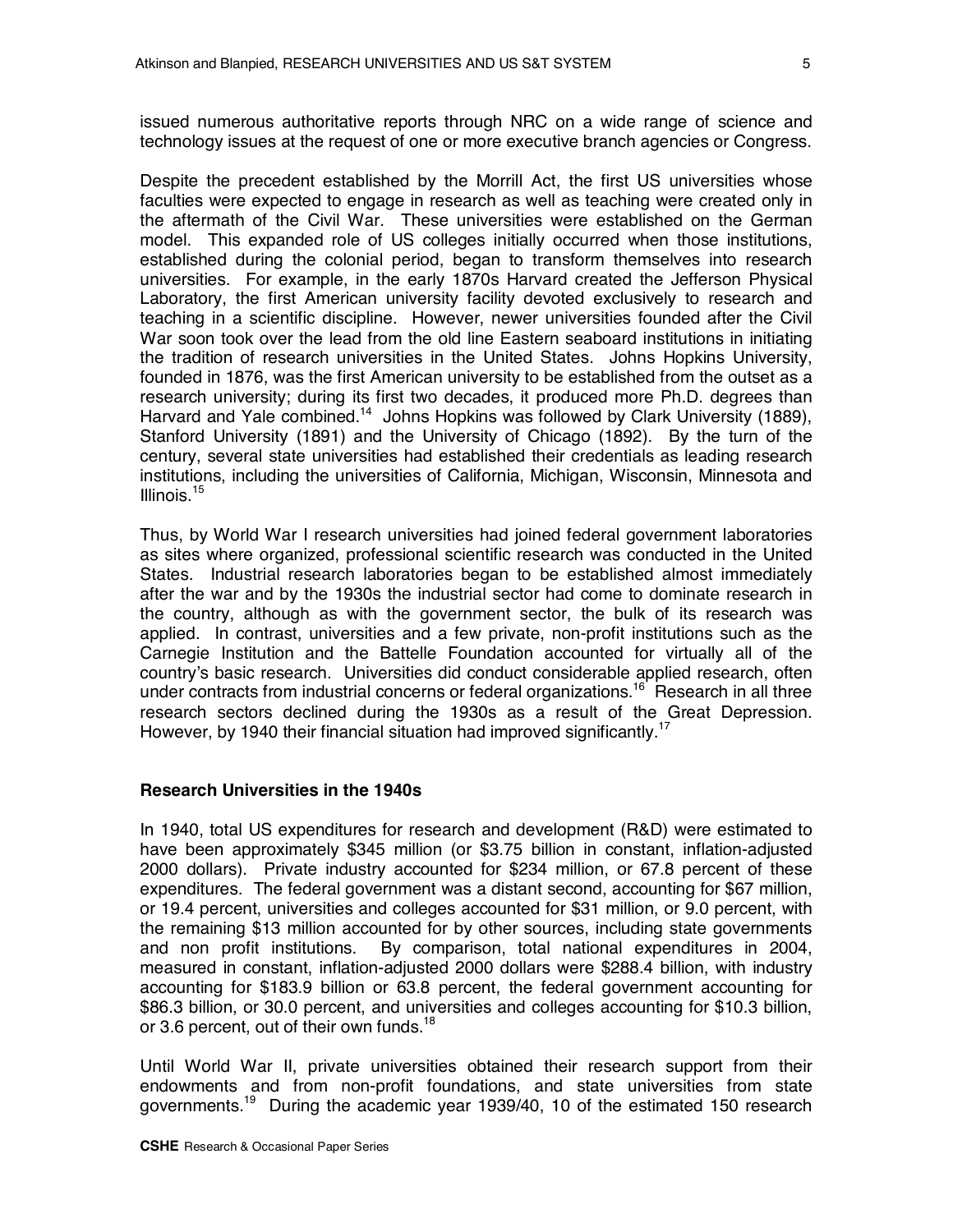issued numerous authoritative reports through NRC on a wide range of science and technology issues at the request of one or more executive branch agencies or Congress.

Despite the precedent established by the Morrill Act, the first US universities whose faculties were expected to engage in research as well as teaching were created only in the aftermath of the Civil War. These universities were established on the German model. This expanded role of US colleges initially occurred when those institutions, established during the colonial period, began to transform themselves into research universities. For example, in the early 1870s Harvard created the Jefferson Physical Laboratory, the first American university facility devoted exclusively to research and teaching in a scientific discipline. However, newer universities founded after the Civil War soon took over the lead from the old line Eastern seaboard institutions in initiating the tradition of research universities in the United States. Johns Hopkins University, founded in 1876, was the first American university to be established from the outset as a research university; during its first two decades, it produced more Ph.D. degrees than Harvard and Yale combined.[14] Johns Hopkins was followed by Clark University (1889), Stanford University (1891) and the University of Chicago (1892). By the turn of the century, several state universities had established their credentials as leading research institutions, including the universities of California, Michigan, Wisconsin, Minnesota and Illinois.[15]

Thus, by World War I research universities had joined federal government laboratories as sites where organized, professional scientific research was conducted in the United States. Industrial research laboratories began to be established almost immediately after the war and by the 1930s the industrial sector had come to dominate research in the country, although as with the government sector, the bulk of its research was applied. In contrast, universities and a few private, non-profit institutions such as the Carnegie Institution and the Battelle Foundation accounted for virtually all of the country's basic research. Universities did conduct considerable applied research, often under contracts from industrial concerns or federal organizations.[16] Research in all three research sectors declined during the 1930s as a result of the Great Depression. However, by 1940 their financial situation had improved significantly.[17]

### Research Universities in the 1940s

In 1940, total US expenditures for research and development (R&D) were estimated to have been approximately $345 million (or $3.75 billion in constant, inflation-adjusted 2000 dollars). Private industry accounted for $234 million, or 67.8 percent of these expenditures. The federal government was a distant second, accounting for $67 million, or 19.4 percent, universities and colleges accounted for $31 million, or 9.0 percent, with the remaining $13 million accounted for by other sources, including state governments and non profit institutions. By comparison, total national expenditures in 2004, measured in constant, inflation-adjusted 2000 dollars were $288.4 billion, with industry accounting for $183.9 billion or 63.8 percent, the federal government accounting for $86.3 billion, or 30.0 percent, and universities and colleges accounting for $10.3 billion, or 3.6 percent, out of their own funds.[18]

Until World War II, private universities obtained their research support from their endowments and from non-profit foundations, and state universities from state governments.[19] During the academic year 1939/40, 10 of the estimated 150 research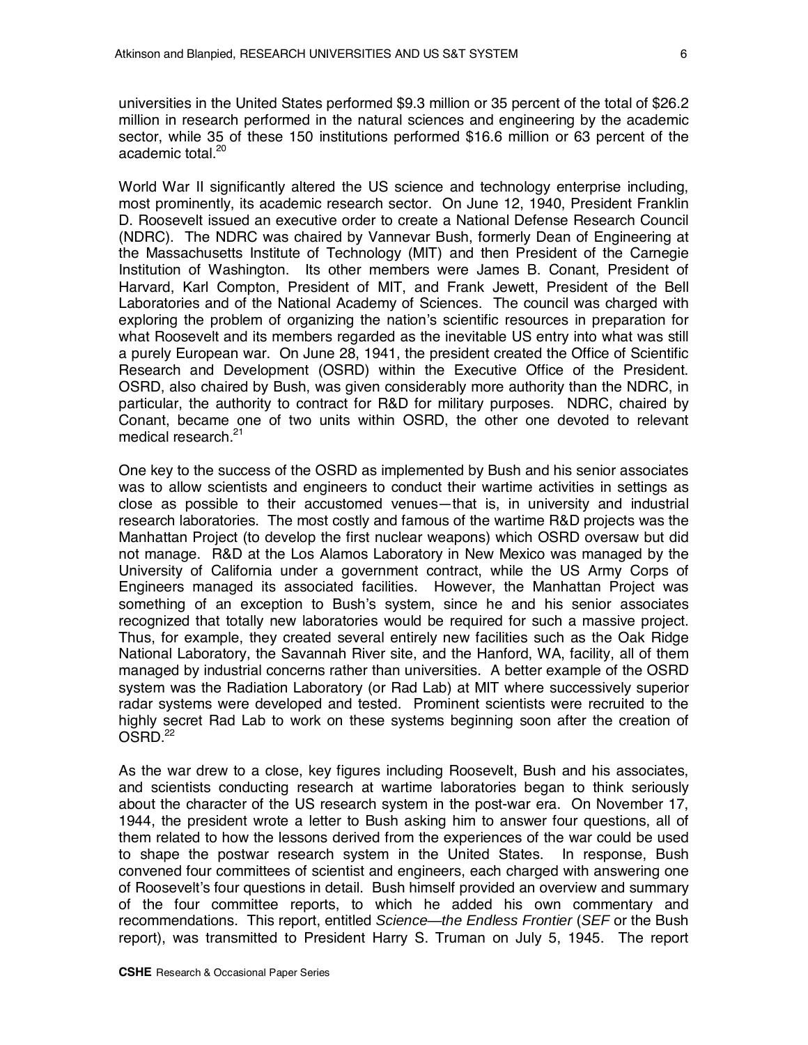universities in the United States performed $9.3 million or 35 percent of the total of $26.2 million in research performed in the natural sciences and engineering by the academic sector, while 35 of these 150 institutions performed $16.6 million or 63 percent of the academic total.[20]

World War II significantly altered the US science and technology enterprise including, most prominently, its academic research sector. On June 12, 1940, President Franklin D. Roosevelt issued an executive order to create a National Defense Research Council (NDRC). The NDRC was chaired by Vannevar Bush, formerly Dean of Engineering at the Massachusetts Institute of Technology (MIT) and then President of the Carnegie Institution of Washington. Its other members were James B. Conant, President of Harvard, Karl Compton, President of MIT, and Frank Jewett, President of the Bell Laboratories and of the National Academy of Sciences. The council was charged with exploring the problem of organizing the nation's scientific resources in preparation for what Roosevelt and its members regarded as the inevitable US entry into what was still a purely European war. On June 28, 1941, the president created the Office of Scientific Research and Development (OSRD) within the Executive Office of the President. OSRD, also chaired by Bush, was given considerably more authority than the NDRC, in particular, the authority to contract for R&D for military purposes. NDRC, chaired by Conant, became one of two units within OSRD, the other one devoted to relevant medical research.[21]

One key to the success of the OSRD as implemented by Bush and his senior associates was to allow scientists and engineers to conduct their wartime activities in settings as close as possible to their accustomed venues—that is, in university and industrial research laboratories. The most costly and famous of the wartime R&D projects was the Manhattan Project (to develop the first nuclear weapons) which OSRD oversaw but did not manage. R&D at the Los Alamos Laboratory in New Mexico was managed by the University of California under a government contract, while the US Army Corps of Engineers managed its associated facilities. However, the Manhattan Project was something of an exception to Bush's system, since he and his senior associates recognized that totally new laboratories would be required for such a massive project. Thus, for example, they created several entirely new facilities such as the Oak Ridge National Laboratory, the Savannah River site, and the Hanford, WA, facility, all of them managed by industrial concerns rather than universities. A better example of the OSRD system was the Radiation Laboratory (or Rad Lab) at MIT where successively superior radar systems were developed and tested. Prominent scientists were recruited to the highly secret Rad Lab to work on these systems beginning soon after the creation of OSRD.[22]

As the war drew to a close, key figures including Roosevelt, Bush and his associates, and scientists conducting research at wartime laboratories began to think seriously about the character of the US research system in the post-war era. On November 17, 1944, the president wrote a letter to Bush asking him to answer four questions, all of them related to how the lessons derived from the experiences of the war could be used to shape the postwar research system in the United States. In response, Bush convened four committees of scientist and engineers, each charged with answering one of Roosevelt's four questions in detail. Bush himself provided an overview and summary of the four committee reports, to which he added his own commentary and recommendations. This report, entitled *Science—the Endless Frontier* (*SEF* or the Bush report), was transmitted to President Harry S. Truman on July 5, 1945. The report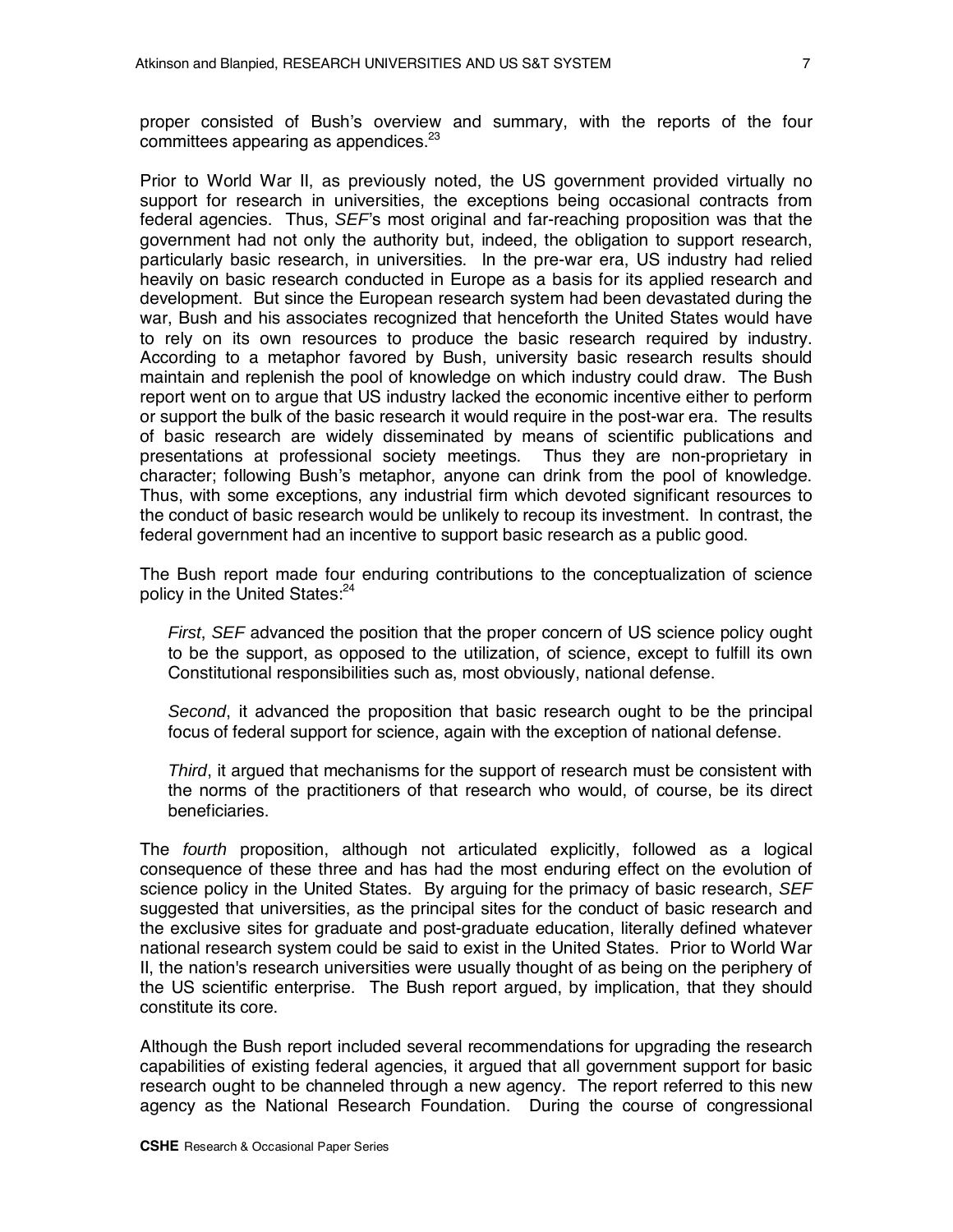proper consisted of Bush's overview and summary, with the reports of the four committees appearing as appendices.[23]

Prior to World War II, as previously noted, the US government provided virtually no support for research in universities, the exceptions being occasional contracts from federal agencies. Thus, *SEF*'s most original and far-reaching proposition was that the government had not only the authority but, indeed, the obligation to support research, particularly basic research, in universities. In the pre-war era, US industry had relied heavily on basic research conducted in Europe as a basis for its applied research and development. But since the European research system had been devastated during the war, Bush and his associates recognized that henceforth the United States would have to rely on its own resources to produce the basic research required by industry. According to a metaphor favored by Bush, university basic research results should maintain and replenish the pool of knowledge on which industry could draw. The Bush report went on to argue that US industry lacked the economic incentive either to perform or support the bulk of the basic research it would require in the post-war era. The results of basic research are widely disseminated by means of scientific publications and presentations at professional society meetings. Thus they are non-proprietary in character; following Bush's metaphor, anyone can drink from the pool of knowledge. Thus, with some exceptions, any industrial firm which devoted significant resources to the conduct of basic research would be unlikely to recoup its investment. In contrast, the federal government had an incentive to support basic research as a public good.

The Bush report made four enduring contributions to the conceptualization of science policy in the United States:[24]

> *First*, *SEF* advanced the position that the proper concern of US science policy ought to be the support, as opposed to the utilization, of science, except to fulfill its own Constitutional responsibilities such as, most obviously, national defense.
>
> *Second*, it advanced the proposition that basic research ought to be the principal focus of federal support for science, again with the exception of national defense.
>
> *Third*, it argued that mechanisms for the support of research must be consistent with the norms of the practitioners of that research who would, of course, be its direct beneficiaries.

The *fourth* proposition, although not articulated explicitly, followed as a logical consequence of these three and has had the most enduring effect on the evolution of science policy in the United States. By arguing for the primacy of basic research, *SEF* suggested that universities, as the principal sites for the conduct of basic research and the exclusive sites for graduate and post-graduate education, literally defined whatever national research system could be said to exist in the United States. Prior to World War II, the nation's research universities were usually thought of as being on the periphery of the US scientific enterprise. The Bush report argued, by implication, that they should constitute its core.

Although the Bush report included several recommendations for upgrading the research capabilities of existing federal agencies, it argued that all government support for basic research ought to be channeled through a new agency. The report referred to this new agency as the National Research Foundation. During the course of congressional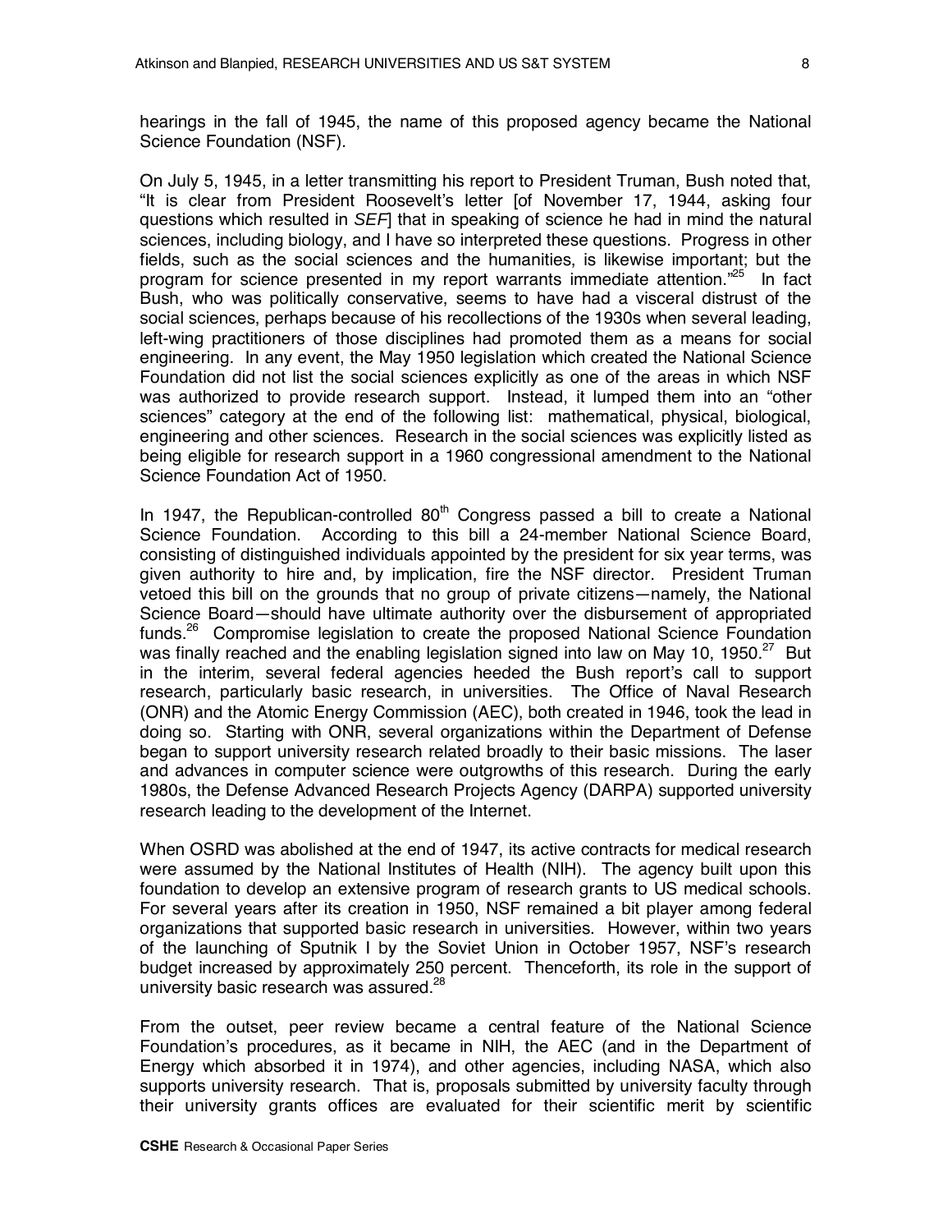hearings in the fall of 1945, the name of this proposed agency became the National Science Foundation (NSF).

On July 5, 1945, in a letter transmitting his report to President Truman, Bush noted that, "It is clear from President Roosevelt's letter [of November 17, 1944, asking four questions which resulted in *SEF*] that in speaking of science he had in mind the natural sciences, including biology, and I have so interpreted these questions. Progress in other fields, such as the social sciences and the humanities, is likewise important; but the program for science presented in my report warrants immediate attention."[25] In fact Bush, who was politically conservative, seems to have had a visceral distrust of the social sciences, perhaps because of his recollections of the 1930s when several leading, left-wing practitioners of those disciplines had promoted them as a means for social engineering. In any event, the May 1950 legislation which created the National Science Foundation did not list the social sciences explicitly as one of the areas in which NSF was authorized to provide research support. Instead, it lumped them into an "other sciences" category at the end of the following list: mathematical, physical, biological, engineering and other sciences. Research in the social sciences was explicitly listed as being eligible for research support in a 1960 congressional amendment to the National Science Foundation Act of 1950.

In 1947, the Republican-controlled 80th Congress passed a bill to create a National Science Foundation. According to this bill a 24-member National Science Board, consisting of distinguished individuals appointed by the president for six year terms, was given authority to hire and, by implication, fire the NSF director. President Truman vetoed this bill on the grounds that no group of private citizens—namely, the National Science Board—should have ultimate authority over the disbursement of appropriated funds.[26] Compromise legislation to create the proposed National Science Foundation was finally reached and the enabling legislation signed into law on May 10, 1950.[27] But in the interim, several federal agencies heeded the Bush report's call to support research, particularly basic research, in universities. The Office of Naval Research (ONR) and the Atomic Energy Commission (AEC), both created in 1946, took the lead in doing so. Starting with ONR, several organizations within the Department of Defense began to support university research related broadly to their basic missions. The laser and advances in computer science were outgrowths of this research. During the early 1980s, the Defense Advanced Research Projects Agency (DARPA) supported university research leading to the development of the Internet.

When OSRD was abolished at the end of 1947, its active contracts for medical research were assumed by the National Institutes of Health (NIH). The agency built upon this foundation to develop an extensive program of research grants to US medical schools. For several years after its creation in 1950, NSF remained a bit player among federal organizations that supported basic research in universities. However, within two years of the launching of Sputnik I by the Soviet Union in October 1957, NSF's research budget increased by approximately 250 percent. Thenceforth, its role in the support of university basic research was assured.[28]

From the outset, peer review became a central feature of the National Science Foundation's procedures, as it became in NIH, the AEC (and in the Department of Energy which absorbed it in 1974), and other agencies, including NASA, which also supports university research. That is, proposals submitted by university faculty through their university grants offices are evaluated for their scientific merit by scientific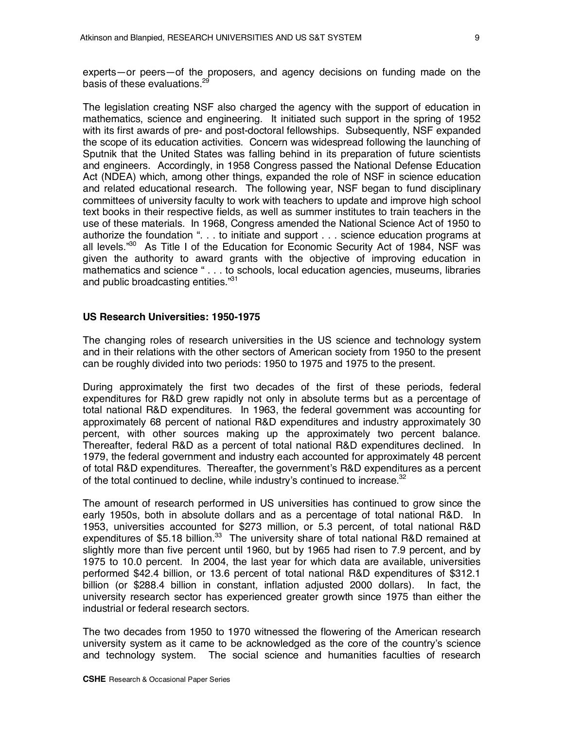experts—or peers—of the proposers, and agency decisions on funding made on the basis of these evaluations.[29]

The legislation creating NSF also charged the agency with the support of education in mathematics, science and engineering. It initiated such support in the spring of 1952 with its first awards of pre- and post-doctoral fellowships. Subsequently, NSF expanded the scope of its education activities. Concern was widespread following the launching of Sputnik that the United States was falling behind in its preparation of future scientists and engineers. Accordingly, in 1958 Congress passed the National Defense Education Act (NDEA) which, among other things, expanded the role of NSF in science education and related educational research. The following year, NSF began to fund disciplinary committees of university faculty to work with teachers to update and improve high school text books in their respective fields, as well as summer institutes to train teachers in the use of these materials. In 1968, Congress amended the National Science Act of 1950 to authorize the foundation ". . . to initiate and support . . . science education programs at all levels."[30] As Title I of the Education for Economic Security Act of 1984, NSF was given the authority to award grants with the objective of improving education in mathematics and science " . . . to schools, local education agencies, museums, libraries and public broadcasting entities."[31]

### US Research Universities: 1950-1975

The changing roles of research universities in the US science and technology system and in their relations with the other sectors of American society from 1950 to the present can be roughly divided into two periods: 1950 to 1975 and 1975 to the present.

During approximately the first two decades of the first of these periods, federal expenditures for R&D grew rapidly not only in absolute terms but as a percentage of total national R&D expenditures. In 1963, the federal government was accounting for approximately 68 percent of national R&D expenditures and industry approximately 30 percent, with other sources making up the approximately two percent balance. Thereafter, federal R&D as a percent of total national R&D expenditures declined. In 1979, the federal government and industry each accounted for approximately 48 percent of total R&D expenditures. Thereafter, the government's R&D expenditures as a percent of the total continued to decline, while industry's continued to increase.[32]

The amount of research performed in US universities has continued to grow since the early 1950s, both in absolute dollars and as a percentage of total national R&D. In 1953, universities accounted for $273 million, or 5.3 percent, of total national R&D expenditures of $5.18 billion.[33] The university share of total national R&D remained at slightly more than five percent until 1960, but by 1965 had risen to 7.9 percent, and by 1975 to 10.0 percent. In 2004, the last year for which data are available, universities performed $42.4 billion, or 13.6 percent of total national R&D expenditures of $312.1 billion (or $288.4 billion in constant, inflation adjusted 2000 dollars). In fact, the university research sector has experienced greater growth since 1975 than either the industrial or federal research sectors.

The two decades from 1950 to 1970 witnessed the flowering of the American research university system as it came to be acknowledged as the core of the country's science and technology system. The social science and humanities faculties of research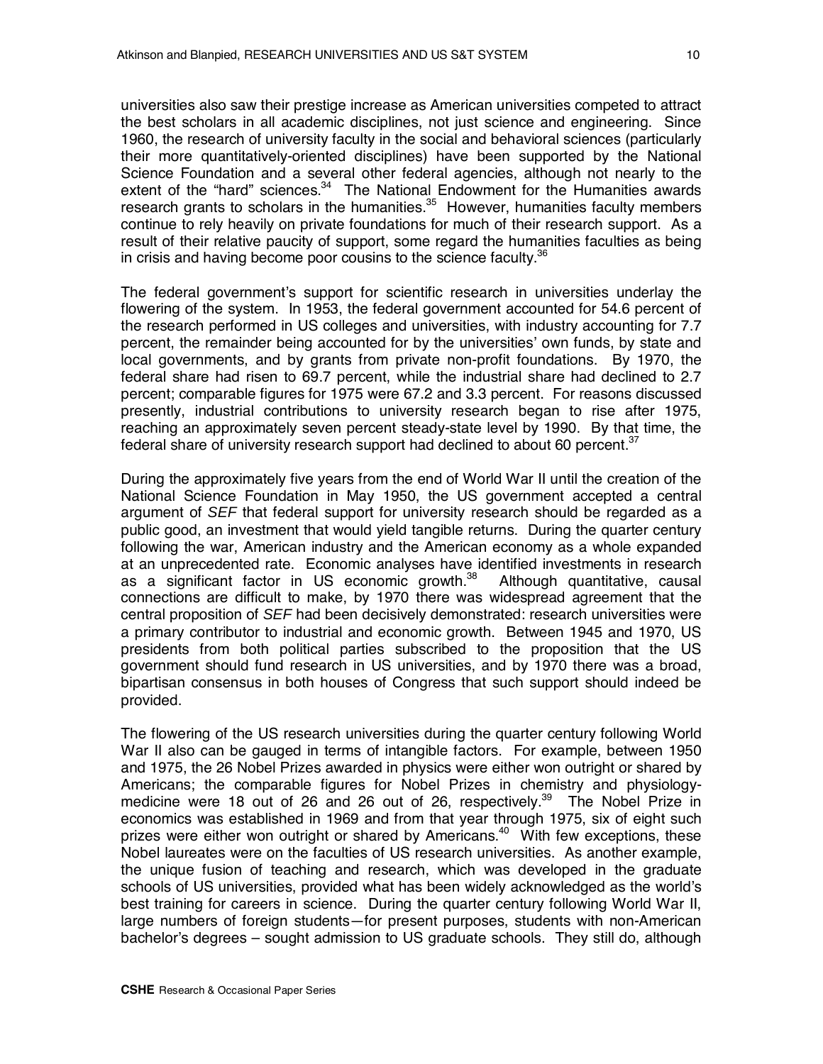universities also saw their prestige increase as American universities competed to attract the best scholars in all academic disciplines, not just science and engineering. Since 1960, the research of university faculty in the social and behavioral sciences (particularly their more quantitatively-oriented disciplines) have been supported by the National Science Foundation and a several other federal agencies, although not nearly to the extent of the "hard" sciences.[34] The National Endowment for the Humanities awards research grants to scholars in the humanities.[35] However, humanities faculty members continue to rely heavily on private foundations for much of their research support. As a result of their relative paucity of support, some regard the humanities faculties as being in crisis and having become poor cousins to the science faculty.[36]

The federal government's support for scientific research in universities underlay the flowering of the system. In 1953, the federal government accounted for 54.6 percent of the research performed in US colleges and universities, with industry accounting for 7.7 percent, the remainder being accounted for by the universities' own funds, by state and local governments, and by grants from private non-profit foundations. By 1970, the federal share had risen to 69.7 percent, while the industrial share had declined to 2.7 percent; comparable figures for 1975 were 67.2 and 3.3 percent. For reasons discussed presently, industrial contributions to university research began to rise after 1975, reaching an approximately seven percent steady-state level by 1990. By that time, the federal share of university research support had declined to about 60 percent.[37]

During the approximately five years from the end of World War II until the creation of the National Science Foundation in May 1950, the US government accepted a central argument of *SEF* that federal support for university research should be regarded as a public good, an investment that would yield tangible returns. During the quarter century following the war, American industry and the American economy as a whole expanded at an unprecedented rate. Economic analyses have identified investments in research as a significant factor in US economic growth.[38] Although quantitative, causal connections are difficult to make, by 1970 there was widespread agreement that the central proposition of *SEF* had been decisively demonstrated: research universities were a primary contributor to industrial and economic growth. Between 1945 and 1970, US presidents from both political parties subscribed to the proposition that the US government should fund research in US universities, and by 1970 there was a broad, bipartisan consensus in both houses of Congress that such support should indeed be provided.

The flowering of the US research universities during the quarter century following World War II also can be gauged in terms of intangible factors. For example, between 1950 and 1975, the 26 Nobel Prizes awarded in physics were either won outright or shared by Americans; the comparable figures for Nobel Prizes in chemistry and physiology-medicine were 18 out of 26 and 26 out of 26, respectively.[39] The Nobel Prize in economics was established in 1969 and from that year through 1975, six of eight such prizes were either won outright or shared by Americans.[40] With few exceptions, these Nobel laureates were on the faculties of US research universities. As another example, the unique fusion of teaching and research, which was developed in the graduate schools of US universities, provided what has been widely acknowledged as the world's best training for careers in science. During the quarter century following World War II, large numbers of foreign students—for present purposes, students with non-American bachelor's degrees – sought admission to US graduate schools. They still do, although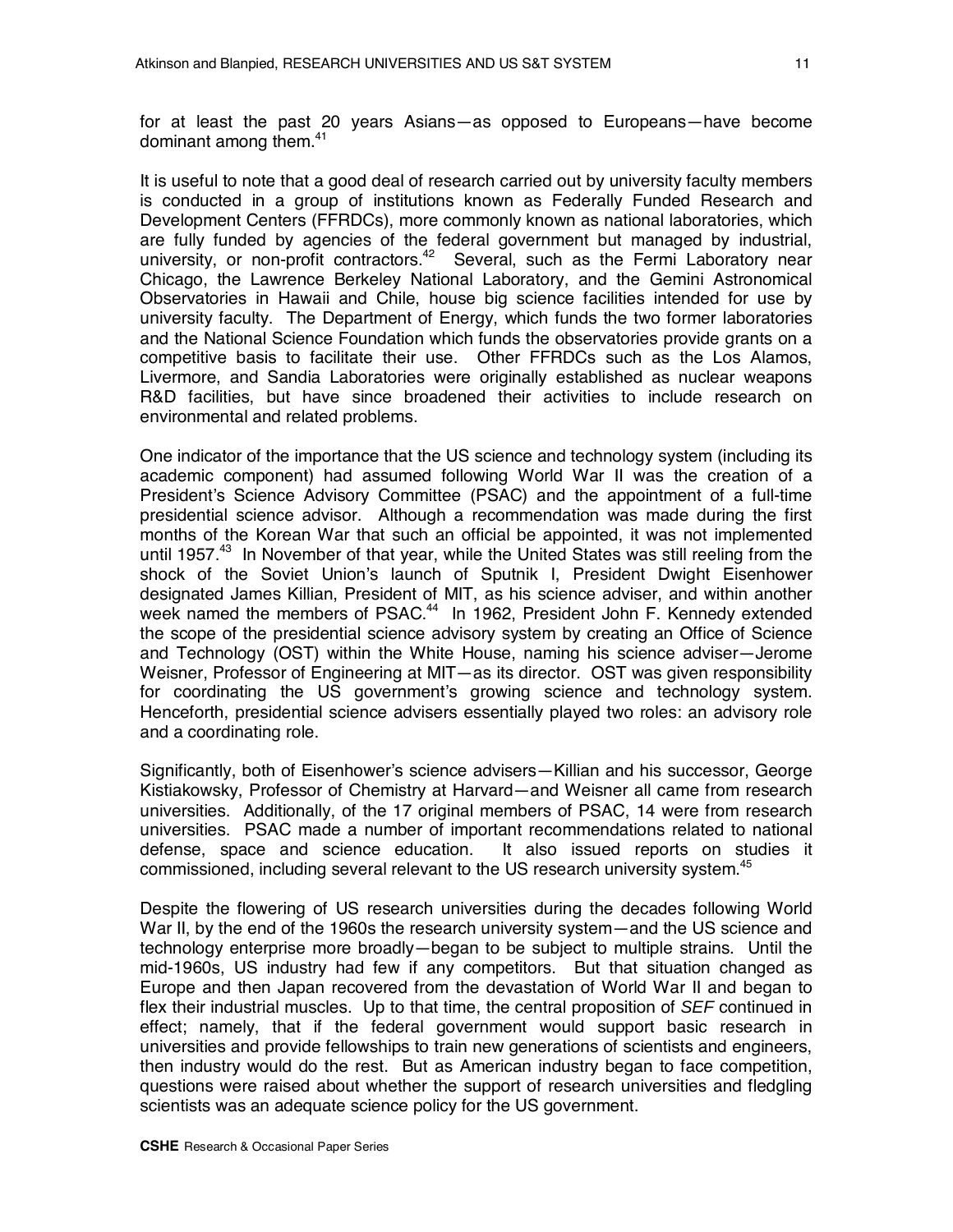for at least the past 20 years Asians—as opposed to Europeans—have become dominant among them.[41]

It is useful to note that a good deal of research carried out by university faculty members is conducted in a group of institutions known as Federally Funded Research and Development Centers (FFRDCs), more commonly known as national laboratories, which are fully funded by agencies of the federal government but managed by industrial, university, or non-profit contractors.[42] Several, such as the Fermi Laboratory near Chicago, the Lawrence Berkeley National Laboratory, and the Gemini Astronomical Observatories in Hawaii and Chile, house big science facilities intended for use by university faculty. The Department of Energy, which funds the two former laboratories and the National Science Foundation which funds the observatories provide grants on a competitive basis to facilitate their use. Other FFRDCs such as the Los Alamos, Livermore, and Sandia Laboratories were originally established as nuclear weapons R&D facilities, but have since broadened their activities to include research on environmental and related problems.

One indicator of the importance that the US science and technology system (including its academic component) had assumed following World War II was the creation of a President's Science Advisory Committee (PSAC) and the appointment of a full-time presidential science advisor. Although a recommendation was made during the first months of the Korean War that such an official be appointed, it was not implemented until 1957.[43] In November of that year, while the United States was still reeling from the shock of the Soviet Union's launch of Sputnik I, President Dwight Eisenhower designated James Killian, President of MIT, as his science adviser, and within another week named the members of PSAC.[44] In 1962, President John F. Kennedy extended the scope of the presidential science advisory system by creating an Office of Science and Technology (OST) within the White House, naming his science adviser—Jerome Weisner, Professor of Engineering at MIT—as its director. OST was given responsibility for coordinating the US government's growing science and technology system. Henceforth, presidential science advisers essentially played two roles: an advisory role and a coordinating role.

Significantly, both of Eisenhower's science advisers—Killian and his successor, George Kistiakowsky, Professor of Chemistry at Harvard—and Weisner all came from research universities. Additionally, of the 17 original members of PSAC, 14 were from research universities. PSAC made a number of important recommendations related to national defense, space and science education. It also issued reports on studies it commissioned, including several relevant to the US research university system.[45]

Despite the flowering of US research universities during the decades following World War II, by the end of the 1960s the research university system—and the US science and technology enterprise more broadly—began to be subject to multiple strains. Until the mid-1960s, US industry had few if any competitors. But that situation changed as Europe and then Japan recovered from the devastation of World War II and began to flex their industrial muscles. Up to that time, the central proposition of *SEF* continued in effect; namely, that if the federal government would support basic research in universities and provide fellowships to train new generations of scientists and engineers, then industry would do the rest. But as American industry began to face competition, questions were raised about whether the support of research universities and fledgling scientists was an adequate science policy for the US government.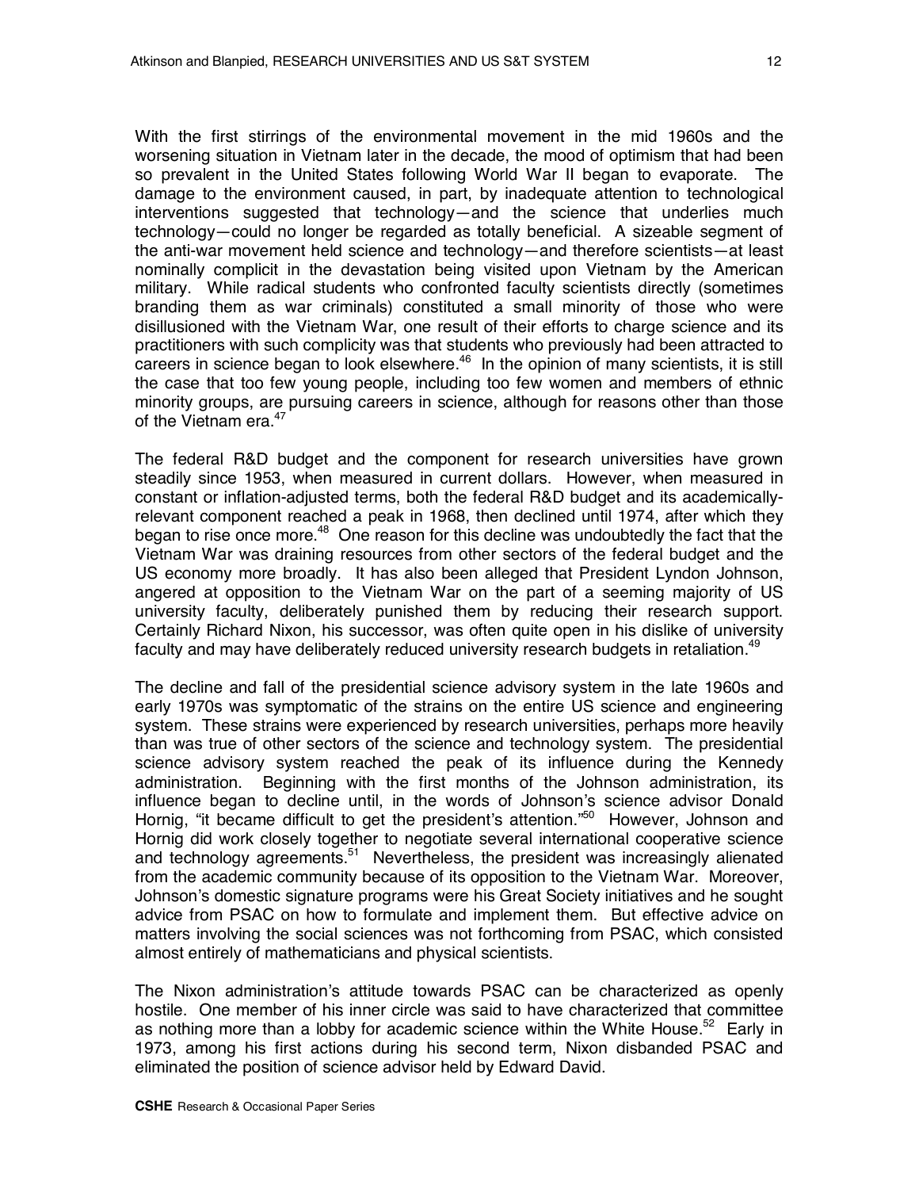With the first stirrings of the environmental movement in the mid 1960s and the worsening situation in Vietnam later in the decade, the mood of optimism that had been so prevalent in the United States following World War II began to evaporate. The damage to the environment caused, in part, by inadequate attention to technological interventions suggested that technology—and the science that underlies much technology—could no longer be regarded as totally beneficial. A sizeable segment of the anti-war movement held science and technology—and therefore scientists—at least nominally complicit in the devastation being visited upon Vietnam by the American military. While radical students who confronted faculty scientists directly (sometimes branding them as war criminals) constituted a small minority of those who were disillusioned with the Vietnam War, one result of their efforts to charge science and its practitioners with such complicity was that students who previously had been attracted to careers in science began to look elsewhere.[46] In the opinion of many scientists, it is still the case that too few young people, including too few women and members of ethnic minority groups, are pursuing careers in science, although for reasons other than those of the Vietnam era.[47]

The federal R&D budget and the component for research universities have grown steadily since 1953, when measured in current dollars. However, when measured in constant or inflation-adjusted terms, both the federal R&D budget and its academically-relevant component reached a peak in 1968, then declined until 1974, after which they began to rise once more.[48] One reason for this decline was undoubtedly the fact that the Vietnam War was draining resources from other sectors of the federal budget and the US economy more broadly. It has also been alleged that President Lyndon Johnson, angered at opposition to the Vietnam War on the part of a seeming majority of US university faculty, deliberately punished them by reducing their research support. Certainly Richard Nixon, his successor, was often quite open in his dislike of university faculty and may have deliberately reduced university research budgets in retaliation.[49]

The decline and fall of the presidential science advisory system in the late 1960s and early 1970s was symptomatic of the strains on the entire US science and engineering system. These strains were experienced by research universities, perhaps more heavily than was true of other sectors of the science and technology system. The presidential science advisory system reached the peak of its influence during the Kennedy administration. Beginning with the first months of the Johnson administration, its influence began to decline until, in the words of Johnson's science advisor Donald Hornig, "it became difficult to get the president's attention."[50] However, Johnson and Hornig did work closely together to negotiate several international cooperative science and technology agreements.[51] Nevertheless, the president was increasingly alienated from the academic community because of its opposition to the Vietnam War. Moreover, Johnson's domestic signature programs were his Great Society initiatives and he sought advice from PSAC on how to formulate and implement them. But effective advice on matters involving the social sciences was not forthcoming from PSAC, which consisted almost entirely of mathematicians and physical scientists.

The Nixon administration's attitude towards PSAC can be characterized as openly hostile. One member of his inner circle was said to have characterized that committee as nothing more than a lobby for academic science within the White House.[52] Early in 1973, among his first actions during his second term, Nixon disbanded PSAC and eliminated the position of science advisor held by Edward David.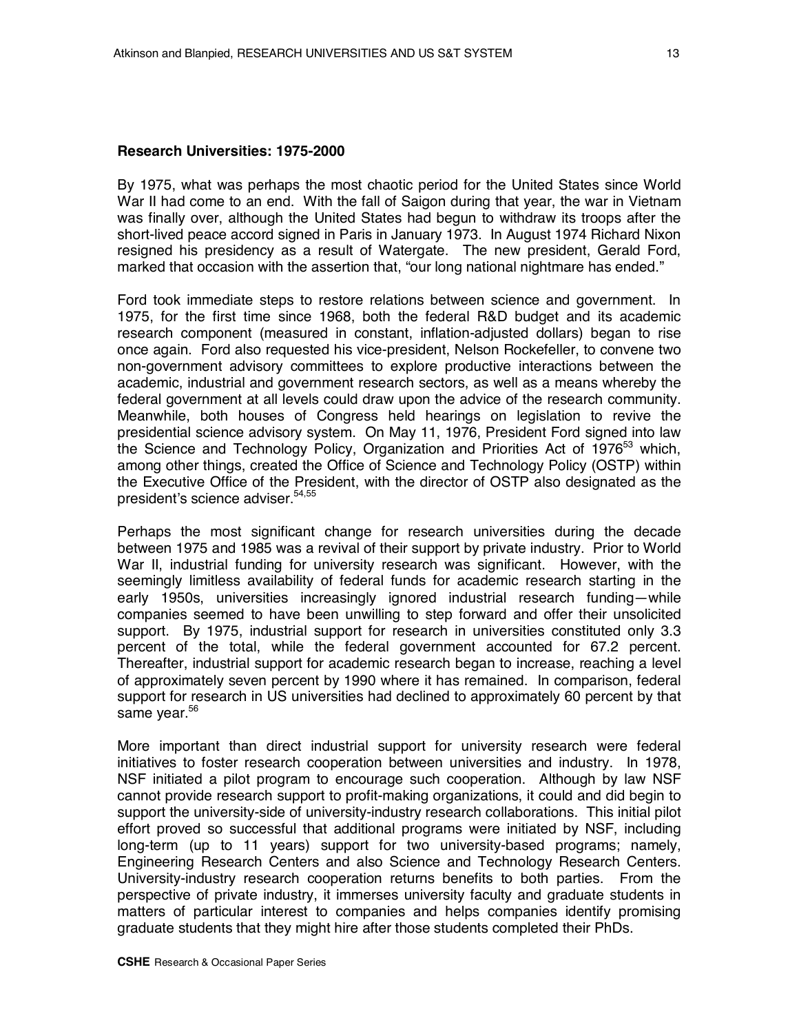**Research Universities: 1975-2000**

By 1975, what was perhaps the most chaotic period for the United States since World War II had come to an end. With the fall of Saigon during that year, the war in Vietnam was finally over, although the United States had begun to withdraw its troops after the short-lived peace accord signed in Paris in January 1973. In August 1974 Richard Nixon resigned his presidency as a result of Watergate. The new president, Gerald Ford, marked that occasion with the assertion that, "our long national nightmare has ended."

Ford took immediate steps to restore relations between science and government. In 1975, for the first time since 1968, both the federal R&D budget and its academic research component (measured in constant, inflation-adjusted dollars) began to rise once again. Ford also requested his vice-president, Nelson Rockefeller, to convene two non-government advisory committees to explore productive interactions between the academic, industrial and government research sectors, as well as a means whereby the federal government at all levels could draw upon the advice of the research community. Meanwhile, both houses of Congress held hearings on legislation to revive the presidential science advisory system. On May 11, 1976, President Ford signed into law the Science and Technology Policy, Organization and Priorities Act of 1976[53] which, among other things, created the Office of Science and Technology Policy (OSTP) within the Executive Office of the President, with the director of OSTP also designated as the president's science adviser.[54,55]

Perhaps the most significant change for research universities during the decade between 1975 and 1985 was a revival of their support by private industry. Prior to World War II, industrial funding for university research was significant. However, with the seemingly limitless availability of federal funds for academic research starting in the early 1950s, universities increasingly ignored industrial research funding—while companies seemed to have been unwilling to step forward and offer their unsolicited support. By 1975, industrial support for research in universities constituted only 3.3 percent of the total, while the federal government accounted for 67.2 percent. Thereafter, industrial support for academic research began to increase, reaching a level of approximately seven percent by 1990 where it has remained. In comparison, federal support for research in US universities had declined to approximately 60 percent by that same year.[56]

More important than direct industrial support for university research were federal initiatives to foster research cooperation between universities and industry. In 1978, NSF initiated a pilot program to encourage such cooperation. Although by law NSF cannot provide research support to profit-making organizations, it could and did begin to support the university-side of university-industry research collaborations. This initial pilot effort proved so successful that additional programs were initiated by NSF, including long-term (up to 11 years) support for two university-based programs; namely, Engineering Research Centers and also Science and Technology Research Centers. University-industry research cooperation returns benefits to both parties. From the perspective of private industry, it immerses university faculty and graduate students in matters of particular interest to companies and helps companies identify promising graduate students that they might hire after those students completed their PhDs.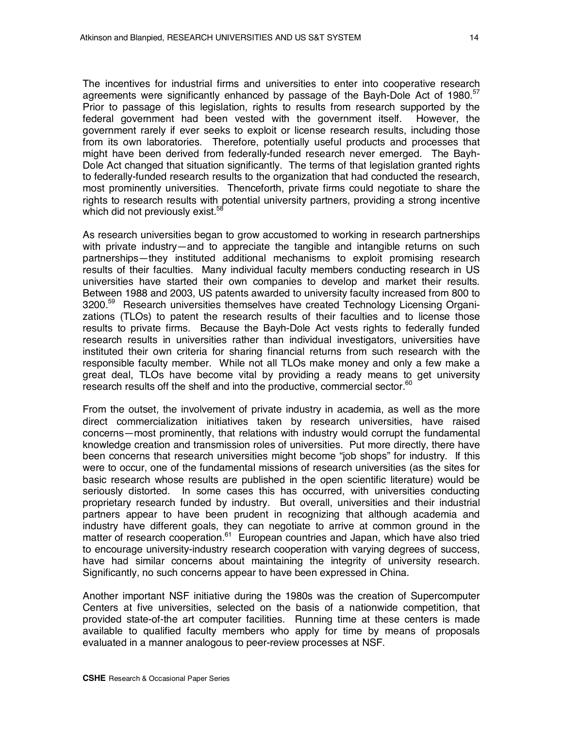The incentives for industrial firms and universities to enter into cooperative research agreements were significantly enhanced by passage of the Bayh-Dole Act of 1980.[57] Prior to passage of this legislation, rights to results from research supported by the federal government had been vested with the government itself. However, the government rarely if ever seeks to exploit or license research results, including those from its own laboratories. Therefore, potentially useful products and processes that might have been derived from federally-funded research never emerged. The Bayh-Dole Act changed that situation significantly. The terms of that legislation granted rights to federally-funded research results to the organization that had conducted the research, most prominently universities. Thenceforth, private firms could negotiate to share the rights to research results with potential university partners, providing a strong incentive which did not previously exist.[58]

As research universities began to grow accustomed to working in research partnerships with private industry—and to appreciate the tangible and intangible returns on such partnerships—they instituted additional mechanisms to exploit promising research results of their faculties. Many individual faculty members conducting research in US universities have started their own companies to develop and market their results. Between 1988 and 2003, US patents awarded to university faculty increased from 800 to 3200.[59] Research universities themselves have created Technology Licensing Organizations (TLOs) to patent the research results of their faculties and to license those results to private firms. Because the Bayh-Dole Act vests rights to federally funded research results in universities rather than individual investigators, universities have instituted their own criteria for sharing financial returns from such research with the responsible faculty member. While not all TLOs make money and only a few make a great deal, TLOs have become vital by providing a ready means to get university research results off the shelf and into the productive, commercial sector.[60]

From the outset, the involvement of private industry in academia, as well as the more direct commercialization initiatives taken by research universities, have raised concerns—most prominently, that relations with industry would corrupt the fundamental knowledge creation and transmission roles of universities. Put more directly, there have been concerns that research universities might become "job shops" for industry. If this were to occur, one of the fundamental missions of research universities (as the sites for basic research whose results are published in the open scientific literature) would be seriously distorted. In some cases this has occurred, with universities conducting proprietary research funded by industry. But overall, universities and their industrial partners appear to have been prudent in recognizing that although academia and industry have different goals, they can negotiate to arrive at common ground in the matter of research cooperation.[61] European countries and Japan, which have also tried to encourage university-industry research cooperation with varying degrees of success, have had similar concerns about maintaining the integrity of university research. Significantly, no such concerns appear to have been expressed in China.

Another important NSF initiative during the 1980s was the creation of Supercomputer Centers at five universities, selected on the basis of a nationwide competition, that provided state-of-the art computer facilities. Running time at these centers is made available to qualified faculty members who apply for time by means of proposals evaluated in a manner analogous to peer-review processes at NSF.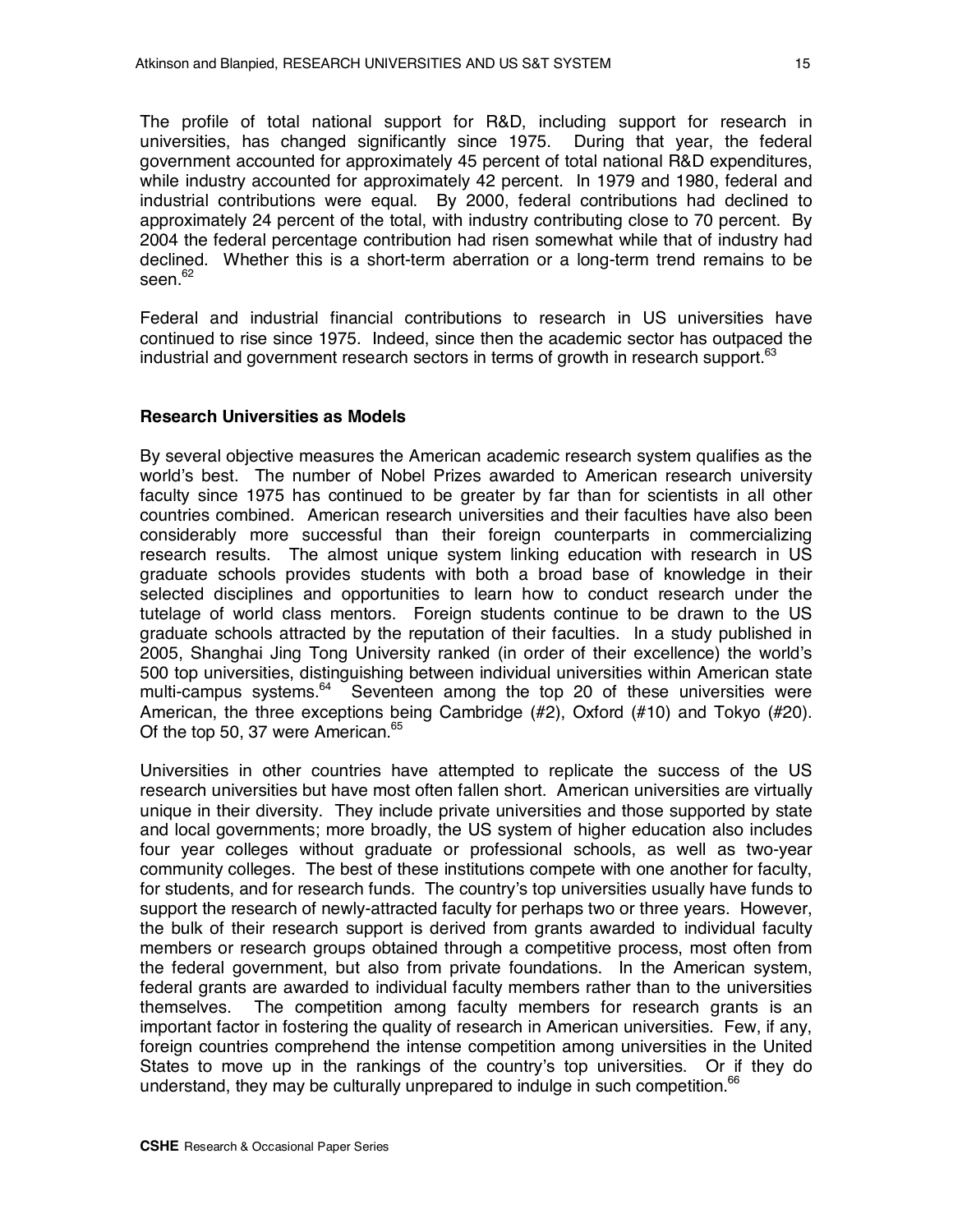The profile of total national support for R&D, including support for research in universities, has changed significantly since 1975. During that year, the federal government accounted for approximately 45 percent of total national R&D expenditures, while industry accounted for approximately 42 percent. In 1979 and 1980, federal and industrial contributions were equal. By 2000, federal contributions had declined to approximately 24 percent of the total, with industry contributing close to 70 percent. By 2004 the federal percentage contribution had risen somewhat while that of industry had declined. Whether this is a short-term aberration or a long-term trend remains to be seen.[62]

Federal and industrial financial contributions to research in US universities have continued to rise since 1975. Indeed, since then the academic sector has outpaced the industrial and government research sectors in terms of growth in research support.[63]

### Research Universities as Models

By several objective measures the American academic research system qualifies as the world's best. The number of Nobel Prizes awarded to American research university faculty since 1975 has continued to be greater by far than for scientists in all other countries combined. American research universities and their faculties have also been considerably more successful than their foreign counterparts in commercializing research results. The almost unique system linking education with research in US graduate schools provides students with both a broad base of knowledge in their selected disciplines and opportunities to learn how to conduct research under the tutelage of world class mentors. Foreign students continue to be drawn to the US graduate schools attracted by the reputation of their faculties. In a study published in 2005, Shanghai Jing Tong University ranked (in order of their excellence) the world's 500 top universities, distinguishing between individual universities within American state multi-campus systems.[64] Seventeen among the top 20 of these universities were American, the three exceptions being Cambridge (#2), Oxford (#10) and Tokyo (#20). Of the top 50, 37 were American.[65]

Universities in other countries have attempted to replicate the success of the US research universities but have most often fallen short. American universities are virtually unique in their diversity. They include private universities and those supported by state and local governments; more broadly, the US system of higher education also includes four year colleges without graduate or professional schools, as well as two-year community colleges. The best of these institutions compete with one another for faculty, for students, and for research funds. The country's top universities usually have funds to support the research of newly-attracted faculty for perhaps two or three years. However, the bulk of their research support is derived from grants awarded to individual faculty members or research groups obtained through a competitive process, most often from the federal government, but also from private foundations. In the American system, federal grants are awarded to individual faculty members rather than to the universities themselves. The competition among faculty members for research grants is an important factor in fostering the quality of research in American universities. Few, if any, foreign countries comprehend the intense competition among universities in the United States to move up in the rankings of the country's top universities. Or if they do understand, they may be culturally unprepared to indulge in such competition.[66]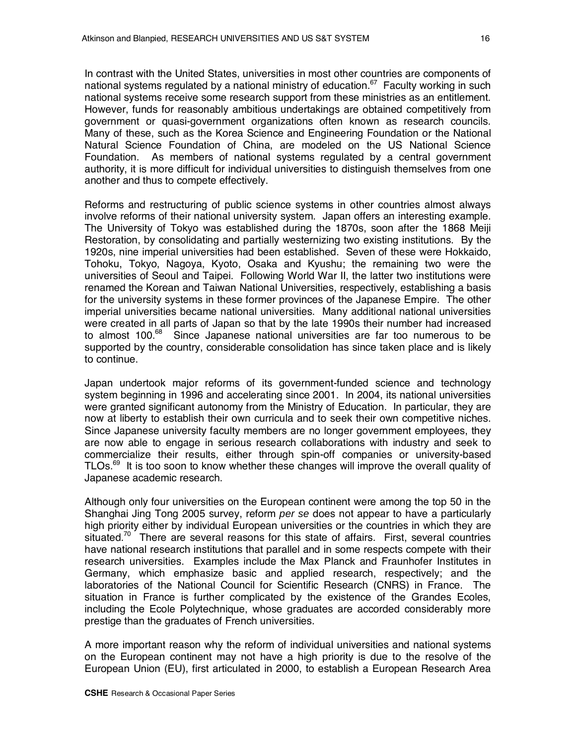In contrast with the United States, universities in most other countries are components of national systems regulated by a national ministry of education.[67] Faculty working in such national systems receive some research support from these ministries as an entitlement. However, funds for reasonably ambitious undertakings are obtained competitively from government or quasi-government organizations often known as research councils. Many of these, such as the Korea Science and Engineering Foundation or the National Natural Science Foundation of China, are modeled on the US National Science Foundation. As members of national systems regulated by a central government authority, it is more difficult for individual universities to distinguish themselves from one another and thus to compete effectively.

Reforms and restructuring of public science systems in other countries almost always involve reforms of their national university system. Japan offers an interesting example. The University of Tokyo was established during the 1870s, soon after the 1868 Meiji Restoration, by consolidating and partially westernizing two existing institutions. By the 1920s, nine imperial universities had been established. Seven of these were Hokkaido, Tohoku, Tokyo, Nagoya, Kyoto, Osaka and Kyushu; the remaining two were the universities of Seoul and Taipei. Following World War II, the latter two institutions were renamed the Korean and Taiwan National Universities, respectively, establishing a basis for the university systems in these former provinces of the Japanese Empire. The other imperial universities became national universities. Many additional national universities were created in all parts of Japan so that by the late 1990s their number had increased to almost 100.[68] Since Japanese national universities are far too numerous to be supported by the country, considerable consolidation has since taken place and is likely to continue.

Japan undertook major reforms of its government-funded science and technology system beginning in 1996 and accelerating since 2001. In 2004, its national universities were granted significant autonomy from the Ministry of Education. In particular, they are now at liberty to establish their own curricula and to seek their own competitive niches. Since Japanese university faculty members are no longer government employees, they are now able to engage in serious research collaborations with industry and seek to commercialize their results, either through spin-off companies or university-based TLOs.[69] It is too soon to know whether these changes will improve the overall quality of Japanese academic research.

Although only four universities on the European continent were among the top 50 in the Shanghai Jing Tong 2005 survey, reform *per se* does not appear to have a particularly high priority either by individual European universities or the countries in which they are situated.[70] There are several reasons for this state of affairs. First, several countries have national research institutions that parallel and in some respects compete with their research universities. Examples include the Max Planck and Fraunhofer Institutes in Germany, which emphasize basic and applied research, respectively; and the laboratories of the National Council for Scientific Research (CNRS) in France. The situation in France is further complicated by the existence of the Grandes Ecoles, including the Ecole Polytechnique, whose graduates are accorded considerably more prestige than the graduates of French universities.

A more important reason why the reform of individual universities and national systems on the European continent may not have a high priority is due to the resolve of the European Union (EU), first articulated in 2000, to establish a European Research Area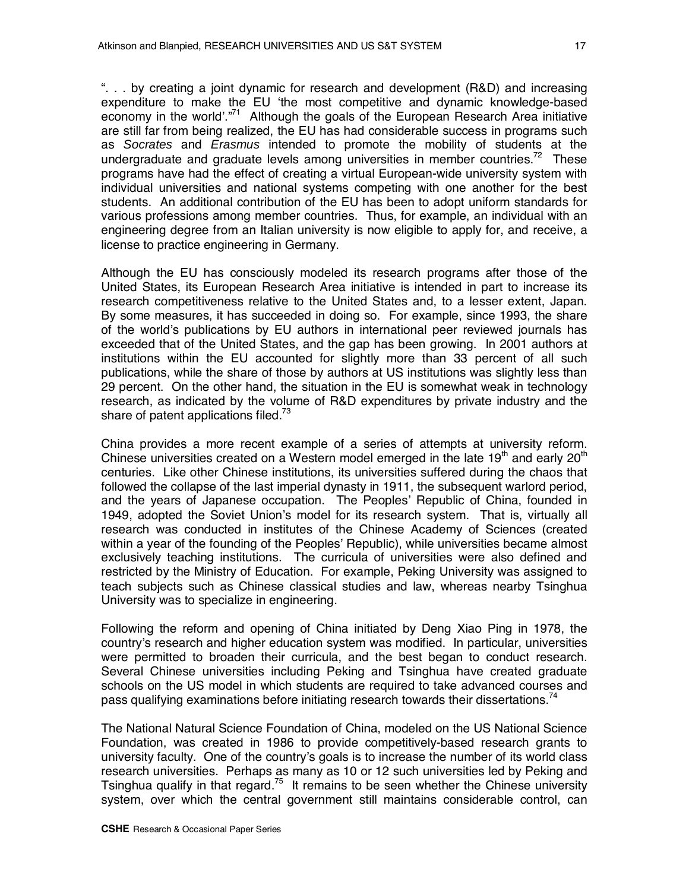". . . by creating a joint dynamic for research and development (R&D) and increasing expenditure to make the EU 'the most competitive and dynamic knowledge-based economy in the world'."[71] Although the goals of the European Research Area initiative are still far from being realized, the EU has had considerable success in programs such as *Socrates* and *Erasmus* intended to promote the mobility of students at the undergraduate and graduate levels among universities in member countries.[72] These programs have had the effect of creating a virtual European-wide university system with individual universities and national systems competing with one another for the best students. An additional contribution of the EU has been to adopt uniform standards for various professions among member countries. Thus, for example, an individual with an engineering degree from an Italian university is now eligible to apply for, and receive, a license to practice engineering in Germany.

Although the EU has consciously modeled its research programs after those of the United States, its European Research Area initiative is intended in part to increase its research competitiveness relative to the United States and, to a lesser extent, Japan. By some measures, it has succeeded in doing so. For example, since 1993, the share of the world's publications by EU authors in international peer reviewed journals has exceeded that of the United States, and the gap has been growing. In 2001 authors at institutions within the EU accounted for slightly more than 33 percent of all such publications, while the share of those by authors at US institutions was slightly less than 29 percent. On the other hand, the situation in the EU is somewhat weak in technology research, as indicated by the volume of R&D expenditures by private industry and the share of patent applications filed.[73]

China provides a more recent example of a series of attempts at university reform. Chinese universities created on a Western model emerged in the late 19th and early 20th centuries. Like other Chinese institutions, its universities suffered during the chaos that followed the collapse of the last imperial dynasty in 1911, the subsequent warlord period, and the years of Japanese occupation. The Peoples' Republic of China, founded in 1949, adopted the Soviet Union's model for its research system. That is, virtually all research was conducted in institutes of the Chinese Academy of Sciences (created within a year of the founding of the Peoples' Republic), while universities became almost exclusively teaching institutions. The curricula of universities were also defined and restricted by the Ministry of Education. For example, Peking University was assigned to teach subjects such as Chinese classical studies and law, whereas nearby Tsinghua University was to specialize in engineering.

Following the reform and opening of China initiated by Deng Xiao Ping in 1978, the country's research and higher education system was modified. In particular, universities were permitted to broaden their curricula, and the best began to conduct research. Several Chinese universities including Peking and Tsinghua have created graduate schools on the US model in which students are required to take advanced courses and pass qualifying examinations before initiating research towards their dissertations.[74]

The National Natural Science Foundation of China, modeled on the US National Science Foundation, was created in 1986 to provide competitively-based research grants to university faculty. One of the country's goals is to increase the number of its world class research universities. Perhaps as many as 10 or 12 such universities led by Peking and Tsinghua qualify in that regard.[75] It remains to be seen whether the Chinese university system, over which the central government still maintains considerable control, can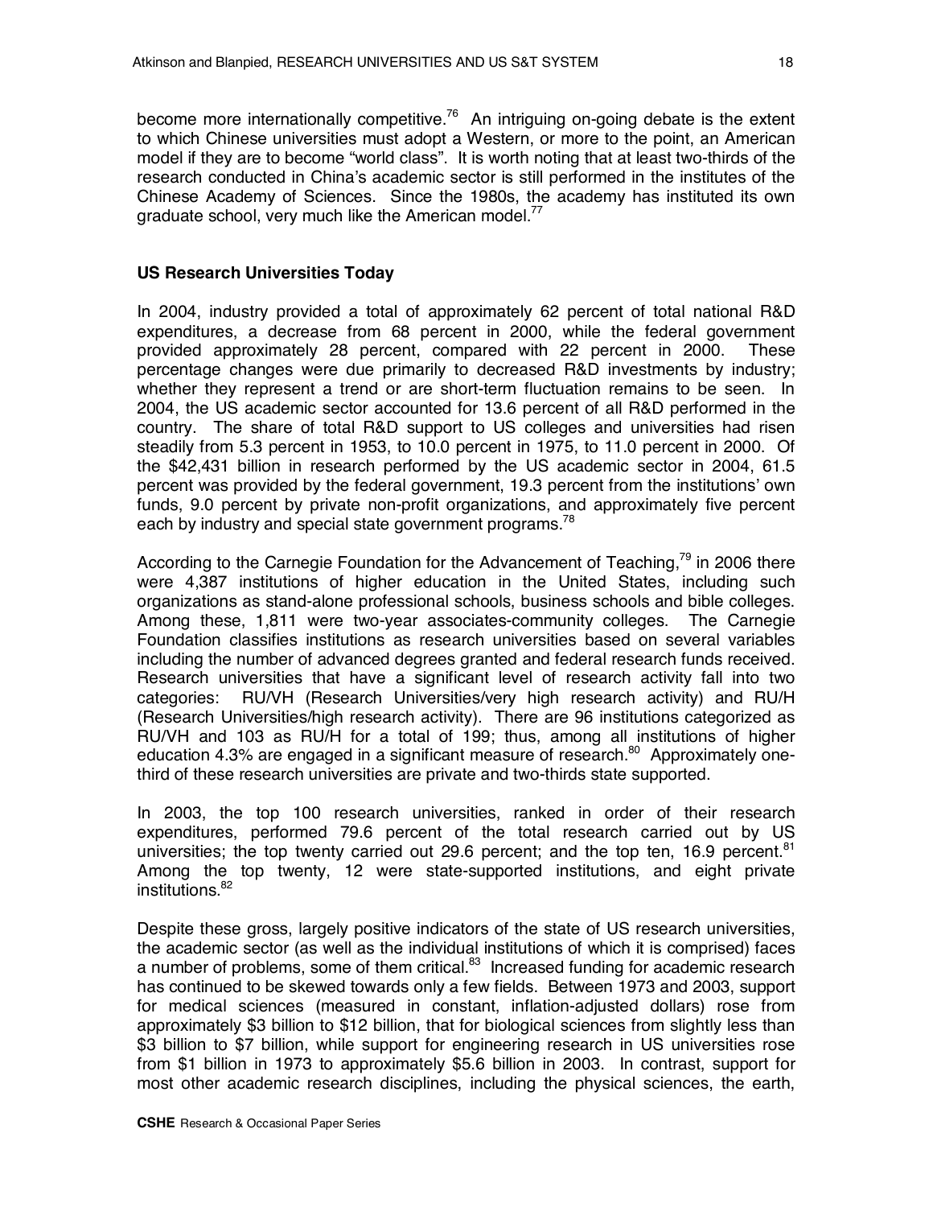become more internationally competitive.[76] An intriguing on-going debate is the extent to which Chinese universities must adopt a Western, or more to the point, an American model if they are to become "world class". It is worth noting that at least two-thirds of the research conducted in China's academic sector is still performed in the institutes of the Chinese Academy of Sciences. Since the 1980s, the academy has instituted its own graduate school, very much like the American model.[77]

### US Research Universities Today

In 2004, industry provided a total of approximately 62 percent of total national R&D expenditures, a decrease from 68 percent in 2000, while the federal government provided approximately 28 percent, compared with 22 percent in 2000. These percentage changes were due primarily to decreased R&D investments by industry; whether they represent a trend or are short-term fluctuation remains to be seen. In 2004, the US academic sector accounted for 13.6 percent of all R&D performed in the country. The share of total R&D support to US colleges and universities had risen steadily from 5.3 percent in 1953, to 10.0 percent in 1975, to 11.0 percent in 2000. Of the $42,431 billion in research performed by the US academic sector in 2004, 61.5 percent was provided by the federal government, 19.3 percent from the institutions' own funds, 9.0 percent by private non-profit organizations, and approximately five percent each by industry and special state government programs.[78]

According to the Carnegie Foundation for the Advancement of Teaching,[79] in 2006 there were 4,387 institutions of higher education in the United States, including such organizations as stand-alone professional schools, business schools and bible colleges. Among these, 1,811 were two-year associates-community colleges. The Carnegie Foundation classifies institutions as research universities based on several variables including the number of advanced degrees granted and federal research funds received. Research universities that have a significant level of research activity fall into two categories: RU/VH (Research Universities/very high research activity) and RU/H (Research Universities/high research activity). There are 96 institutions categorized as RU/VH and 103 as RU/H for a total of 199; thus, among all institutions of higher education 4.3% are engaged in a significant measure of research.[80] Approximately one-third of these research universities are private and two-thirds state supported.

In 2003, the top 100 research universities, ranked in order of their research expenditures, performed 79.6 percent of the total research carried out by US universities; the top twenty carried out 29.6 percent; and the top ten, 16.9 percent.[81] Among the top twenty, 12 were state-supported institutions, and eight private institutions.[82]

Despite these gross, largely positive indicators of the state of US research universities, the academic sector (as well as the individual institutions of which it is comprised) faces a number of problems, some of them critical.[83] Increased funding for academic research has continued to be skewed towards only a few fields. Between 1973 and 2003, support for medical sciences (measured in constant, inflation-adjusted dollars) rose from approximately $3 billion to $12 billion, that for biological sciences from slightly less than $3 billion to $7 billion, while support for engineering research in US universities rose from $1 billion in 1973 to approximately $5.6 billion in 2003. In contrast, support for most other academic research disciplines, including the physical sciences, the earth,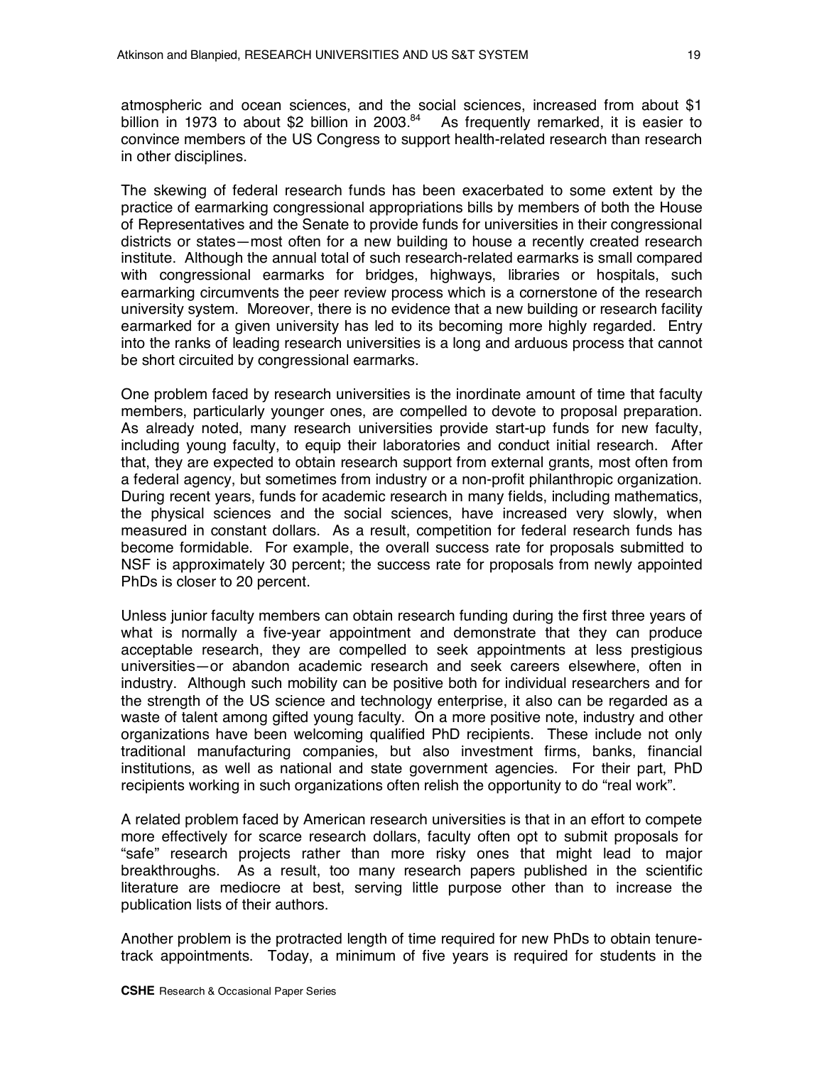atmospheric and ocean sciences, and the social sciences, increased from about $1 billion in 1973 to about $2 billion in 2003.[84] As frequently remarked, it is easier to convince members of the US Congress to support health-related research than research in other disciplines.

The skewing of federal research funds has been exacerbated to some extent by the practice of earmarking congressional appropriations bills by members of both the House of Representatives and the Senate to provide funds for universities in their congressional districts or states—most often for a new building to house a recently created research institute. Although the annual total of such research-related earmarks is small compared with congressional earmarks for bridges, highways, libraries or hospitals, such earmarking circumvents the peer review process which is a cornerstone of the research university system. Moreover, there is no evidence that a new building or research facility earmarked for a given university has led to its becoming more highly regarded. Entry into the ranks of leading research universities is a long and arduous process that cannot be short circuited by congressional earmarks.

One problem faced by research universities is the inordinate amount of time that faculty members, particularly younger ones, are compelled to devote to proposal preparation. As already noted, many research universities provide start-up funds for new faculty, including young faculty, to equip their laboratories and conduct initial research. After that, they are expected to obtain research support from external grants, most often from a federal agency, but sometimes from industry or a non-profit philanthropic organization. During recent years, funds for academic research in many fields, including mathematics, the physical sciences and the social sciences, have increased very slowly, when measured in constant dollars. As a result, competition for federal research funds has become formidable. For example, the overall success rate for proposals submitted to NSF is approximately 30 percent; the success rate for proposals from newly appointed PhDs is closer to 20 percent.

Unless junior faculty members can obtain research funding during the first three years of what is normally a five-year appointment and demonstrate that they can produce acceptable research, they are compelled to seek appointments at less prestigious universities—or abandon academic research and seek careers elsewhere, often in industry. Although such mobility can be positive both for individual researchers and for the strength of the US science and technology enterprise, it also can be regarded as a waste of talent among gifted young faculty. On a more positive note, industry and other organizations have been welcoming qualified PhD recipients. These include not only traditional manufacturing companies, but also investment firms, banks, financial institutions, as well as national and state government agencies. For their part, PhD recipients working in such organizations often relish the opportunity to do "real work".

A related problem faced by American research universities is that in an effort to compete more effectively for scarce research dollars, faculty often opt to submit proposals for "safe" research projects rather than more risky ones that might lead to major breakthroughs. As a result, too many research papers published in the scientific literature are mediocre at best, serving little purpose other than to increase the publication lists of their authors.

Another problem is the protracted length of time required for new PhDs to obtain tenure-track appointments. Today, a minimum of five years is required for students in the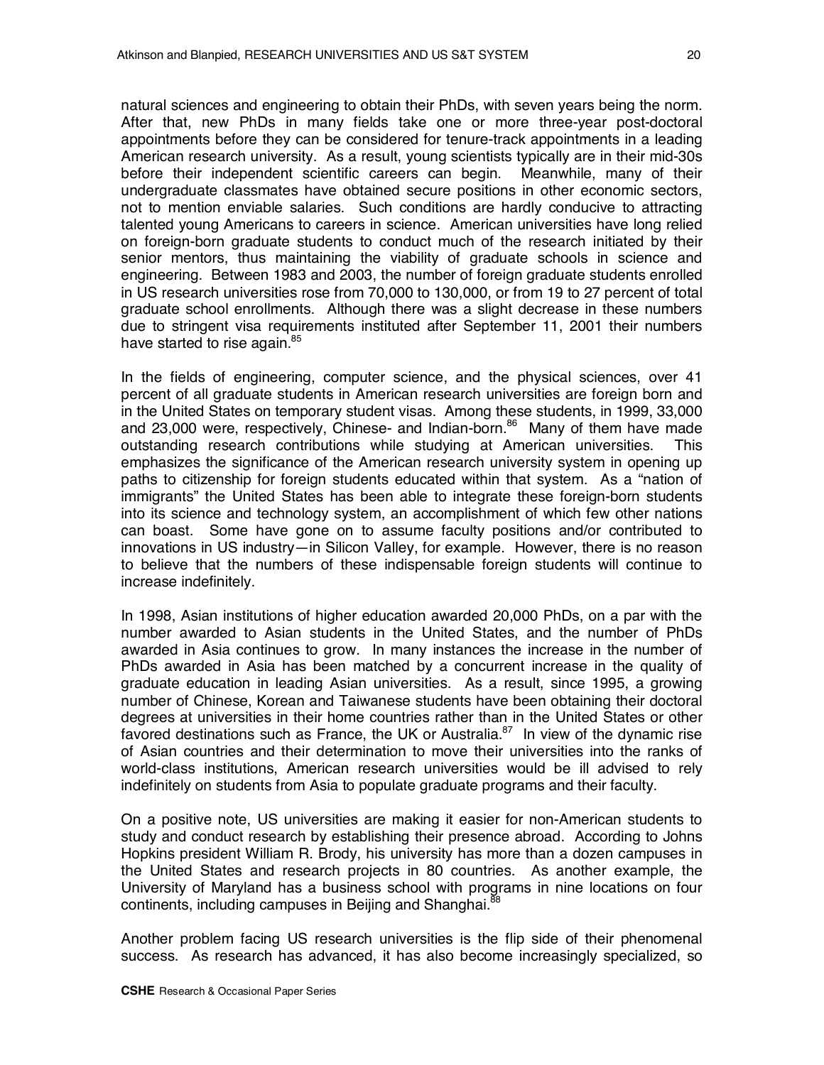natural sciences and engineering to obtain their PhDs, with seven years being the norm. After that, new PhDs in many fields take one or more three-year post-doctoral appointments before they can be considered for tenure-track appointments in a leading American research university. As a result, young scientists typically are in their mid-30s before their independent scientific careers can begin. Meanwhile, many of their undergraduate classmates have obtained secure positions in other economic sectors, not to mention enviable salaries. Such conditions are hardly conducive to attracting talented young Americans to careers in science. American universities have long relied on foreign-born graduate students to conduct much of the research initiated by their senior mentors, thus maintaining the viability of graduate schools in science and engineering. Between 1983 and 2003, the number of foreign graduate students enrolled in US research universities rose from 70,000 to 130,000, or from 19 to 27 percent of total graduate school enrollments. Although there was a slight decrease in these numbers due to stringent visa requirements instituted after September 11, 2001 their numbers have started to rise again.[85]

In the fields of engineering, computer science, and the physical sciences, over 41 percent of all graduate students in American research universities are foreign born and in the United States on temporary student visas. Among these students, in 1999, 33,000 and 23,000 were, respectively, Chinese- and Indian-born.[86] Many of them have made outstanding research contributions while studying at American universities. This emphasizes the significance of the American research university system in opening up paths to citizenship for foreign students educated within that system. As a "nation of immigrants" the United States has been able to integrate these foreign-born students into its science and technology system, an accomplishment of which few other nations can boast. Some have gone on to assume faculty positions and/or contributed to innovations in US industry—in Silicon Valley, for example. However, there is no reason to believe that the numbers of these indispensable foreign students will continue to increase indefinitely.

In 1998, Asian institutions of higher education awarded 20,000 PhDs, on a par with the number awarded to Asian students in the United States, and the number of PhDs awarded in Asia continues to grow. In many instances the increase in the number of PhDs awarded in Asia has been matched by a concurrent increase in the quality of graduate education in leading Asian universities. As a result, since 1995, a growing number of Chinese, Korean and Taiwanese students have been obtaining their doctoral degrees at universities in their home countries rather than in the United States or other favored destinations such as France, the UK or Australia.[87] In view of the dynamic rise of Asian countries and their determination to move their universities into the ranks of world-class institutions, American research universities would be ill advised to rely indefinitely on students from Asia to populate graduate programs and their faculty.

On a positive note, US universities are making it easier for non-American students to study and conduct research by establishing their presence abroad. According to Johns Hopkins president William R. Brody, his university has more than a dozen campuses in the United States and research projects in 80 countries. As another example, the University of Maryland has a business school with programs in nine locations on four continents, including campuses in Beijing and Shanghai.[88]

Another problem facing US research universities is the flip side of their phenomenal success. As research has advanced, it has also become increasingly specialized, so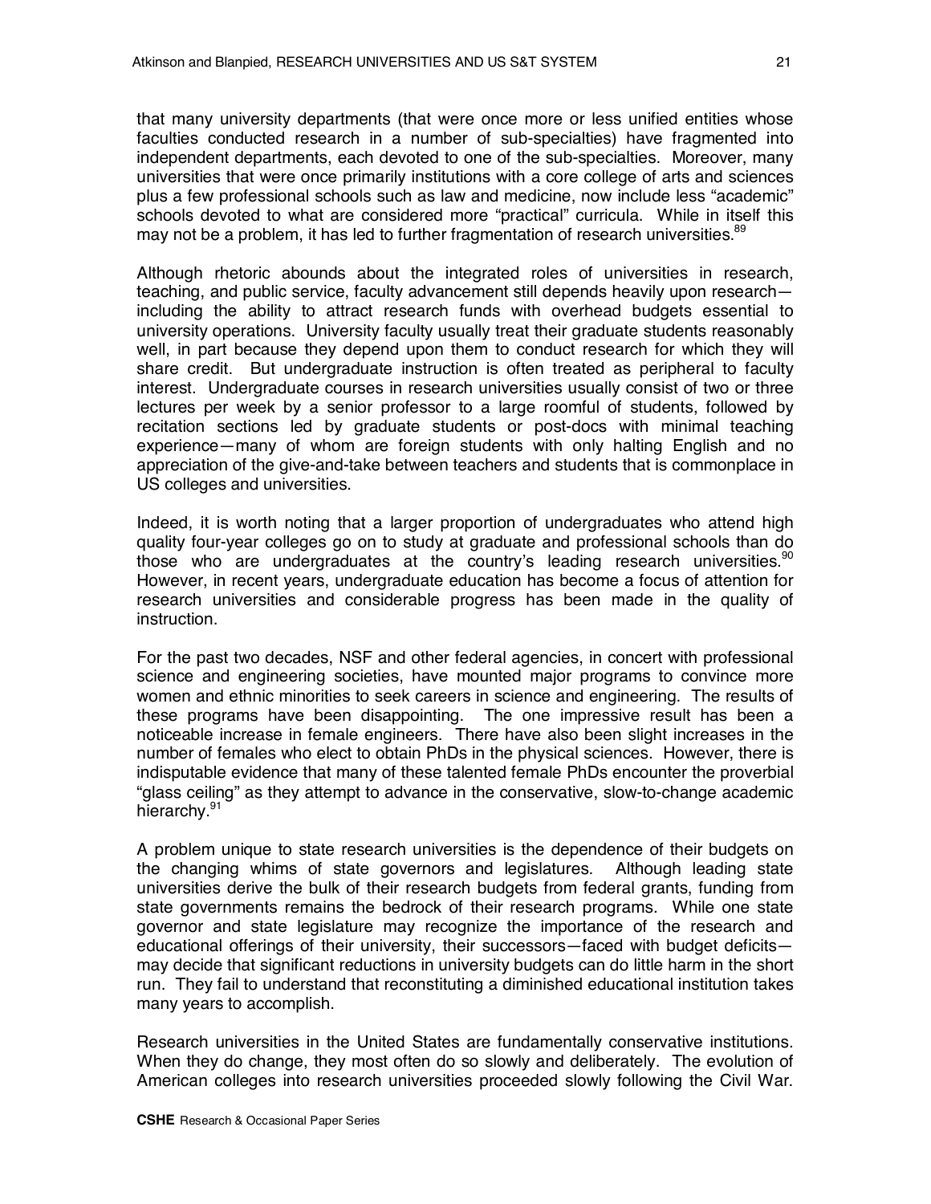that many university departments (that were once more or less unified entities whose faculties conducted research in a number of sub-specialties) have fragmented into independent departments, each devoted to one of the sub-specialties. Moreover, many universities that were once primarily institutions with a core college of arts and sciences plus a few professional schools such as law and medicine, now include less "academic" schools devoted to what are considered more "practical" curricula. While in itself this may not be a problem, it has led to further fragmentation of research universities.[89]

Although rhetoric abounds about the integrated roles of universities in research, teaching, and public service, faculty advancement still depends heavily upon research—including the ability to attract research funds with overhead budgets essential to university operations. University faculty usually treat their graduate students reasonably well, in part because they depend upon them to conduct research for which they will share credit. But undergraduate instruction is often treated as peripheral to faculty interest. Undergraduate courses in research universities usually consist of two or three lectures per week by a senior professor to a large roomful of students, followed by recitation sections led by graduate students or post-docs with minimal teaching experience—many of whom are foreign students with only halting English and no appreciation of the give-and-take between teachers and students that is commonplace in US colleges and universities.

Indeed, it is worth noting that a larger proportion of undergraduates who attend high quality four-year colleges go on to study at graduate and professional schools than do those who are undergraduates at the country's leading research universities.[90] However, in recent years, undergraduate education has become a focus of attention for research universities and considerable progress has been made in the quality of instruction.

For the past two decades, NSF and other federal agencies, in concert with professional science and engineering societies, have mounted major programs to convince more women and ethnic minorities to seek careers in science and engineering. The results of these programs have been disappointing. The one impressive result has been a noticeable increase in female engineers. There have also been slight increases in the number of females who elect to obtain PhDs in the physical sciences. However, there is indisputable evidence that many of these talented female PhDs encounter the proverbial "glass ceiling" as they attempt to advance in the conservative, slow-to-change academic hierarchy.[91]

A problem unique to state research universities is the dependence of their budgets on the changing whims of state governors and legislatures. Although leading state universities derive the bulk of their research budgets from federal grants, funding from state governments remains the bedrock of their research programs. While one state governor and state legislature may recognize the importance of the research and educational offerings of their university, their successors—faced with budget deficits—may decide that significant reductions in university budgets can do little harm in the short run. They fail to understand that reconstituting a diminished educational institution takes many years to accomplish.

Research universities in the United States are fundamentally conservative institutions. When they do change, they most often do so slowly and deliberately. The evolution of American colleges into research universities proceeded slowly following the Civil War.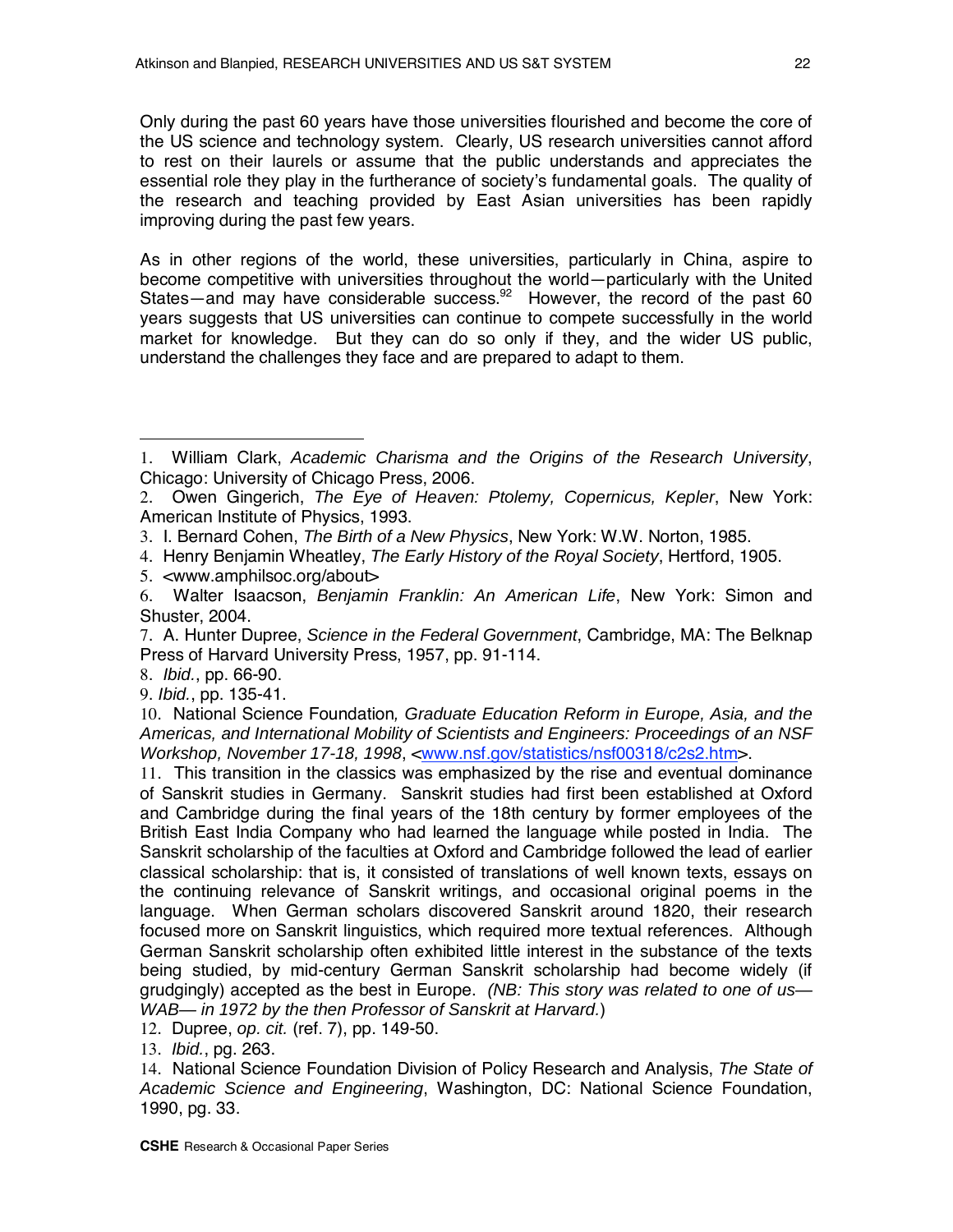Only during the past 60 years have those universities flourished and become the core of the US science and technology system. Clearly, US research universities cannot afford to rest on their laurels or assume that the public understands and appreciates the essential role they play in the furtherance of society's fundamental goals. The quality of the research and teaching provided by East Asian universities has been rapidly improving during the past few years.

As in other regions of the world, these universities, particularly in China, aspire to become competitive with universities throughout the world—particularly with the United States—and may have considerable success.[92] However, the record of the past 60 years suggests that US universities can continue to compete successfully in the world market for knowledge. But they can do so only if they, and the wider US public, understand the challenges they face and are prepared to adapt to them.

---

1. William Clark, *Academic Charisma and the Origins of the Research University*, Chicago: University of Chicago Press, 2006.
2. Owen Gingerich, *The Eye of Heaven: Ptolemy, Copernicus, Kepler*, New York: American Institute of Physics, 1993.
3. I. Bernard Cohen, *The Birth of a New Physics*, New York: W.W. Norton, 1985.
4. Henry Benjamin Wheatley, *The Early History of the Royal Society*, Hertford, 1905.
5. <www.amphilsoc.org/about>
6. Walter Isaacson, *Benjamin Franklin: An American Life*, New York: Simon and Shuster, 2004.
7. A. Hunter Dupree, *Science in the Federal Government*, Cambridge, MA: The Belknap Press of Harvard University Press, 1957, pp. 91-114.
8. *Ibid.*, pp. 66-90.
9. *Ibid.*, pp. 135-41.
10. National Science Foundation, *Graduate Education Reform in Europe, Asia, and the Americas, and International Mobility of Scientists and Engineers: Proceedings of an NSF Workshop, November 17-18, 1998*, <www.nsf.gov/statistics/nsf00318/c2s2.htm>.
11. This transition in the classics was emphasized by the rise and eventual dominance of Sanskrit studies in Germany. Sanskrit studies had first been established at Oxford and Cambridge during the final years of the 18th century by former employees of the British East India Company who had learned the language while posted in India. The Sanskrit scholarship of the faculties at Oxford and Cambridge followed the lead of earlier classical scholarship: that is, it consisted of translations of well known texts, essays on the continuing relevance of Sanskrit writings, and occasional original poems in the language. When German scholars discovered Sanskrit around 1820, their research focused more on Sanskrit linguistics, which required more textual references. Although German Sanskrit scholarship often exhibited little interest in the substance of the texts being studied, by mid-century German Sanskrit scholarship had become widely (if grudgingly) accepted as the best in Europe. *(NB: This story was related to one of us—WAB— in 1972 by the then Professor of Sanskrit at Harvard.*)
12. Dupree, *op. cit.* (ref. 7), pp. 149-50.
13. *Ibid.*, pg. 263.
14. National Science Foundation Division of Policy Research and Analysis, *The State of Academic Science and Engineering*, Washington, DC: National Science Foundation, 1990, pg. 33.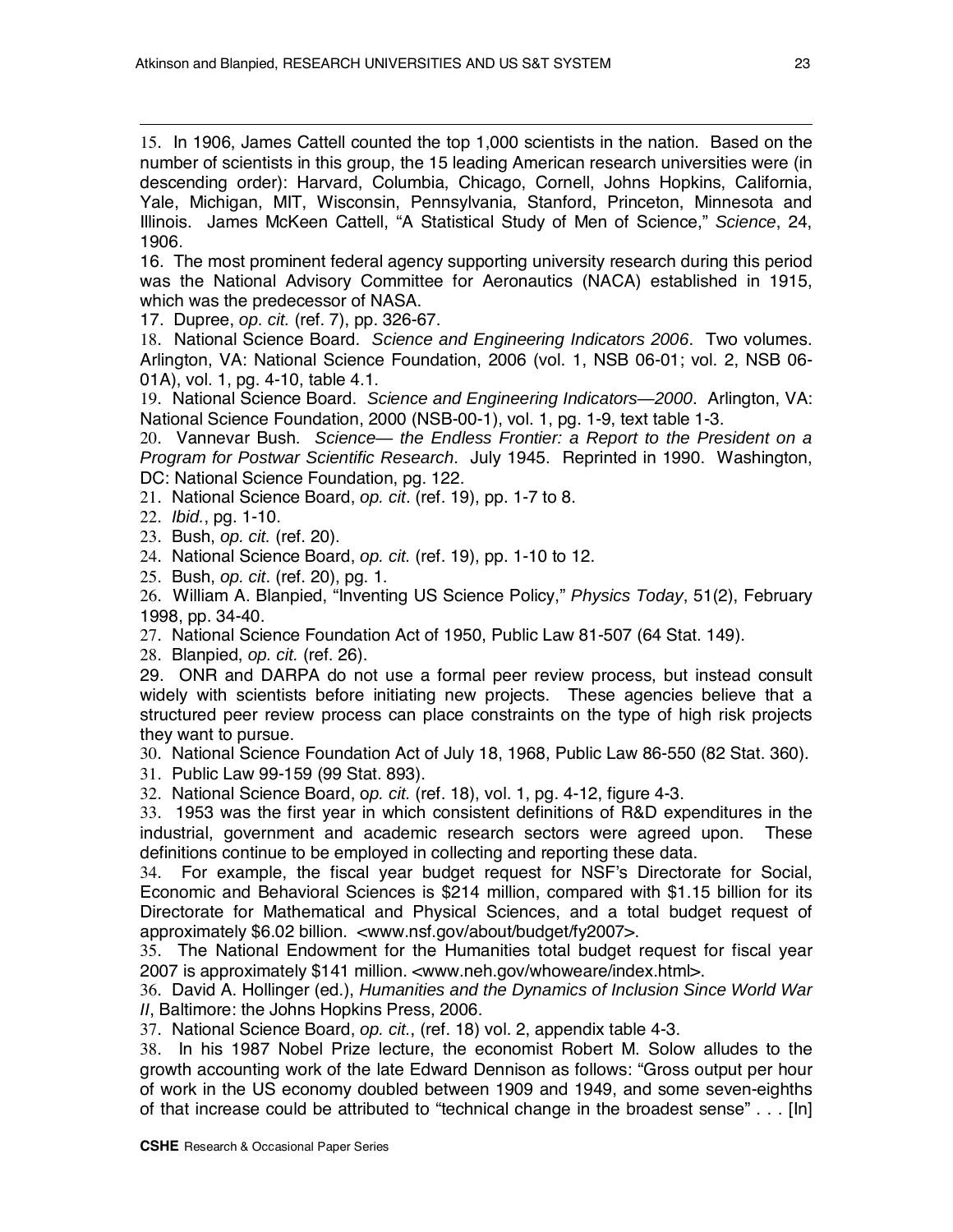15. In 1906, James Cattell counted the top 1,000 scientists in the nation. Based on the number of scientists in this group, the 15 leading American research universities were (in descending order): Harvard, Columbia, Chicago, Cornell, Johns Hopkins, California, Yale, Michigan, MIT, Wisconsin, Pennsylvania, Stanford, Princeton, Minnesota and Illinois. James McKeen Cattell, "A Statistical Study of Men of Science," *Science*, 24, 1906.

16. The most prominent federal agency supporting university research during this period was the National Advisory Committee for Aeronautics (NACA) established in 1915, which was the predecessor of NASA.

17. Dupree, *op. cit.* (ref. 7), pp. 326-67.

18. National Science Board. *Science and Engineering Indicators 2006*. Two volumes. Arlington, VA: National Science Foundation, 2006 (vol. 1, NSB 06-01; vol. 2, NSB 06-01A), vol. 1, pg. 4-10, table 4.1.

19. National Science Board. *Science and Engineering Indicators—2000*. Arlington, VA: National Science Foundation, 2000 (NSB-00-1), vol. 1, pg. 1-9, text table 1-3.

20. Vannevar Bush. *Science— the Endless Frontier: a Report to the President on a Program for Postwar Scientific Research*. July 1945. Reprinted in 1990. Washington, DC: National Science Foundation, pg. 122.

21. National Science Board, *op. cit*. (ref. 19), pp. 1-7 to 8.

22. *Ibid.*, pg. 1-10.

23. Bush, *op. cit.* (ref. 20).

24. National Science Board, *op. cit.* (ref. 19), pp. 1-10 to 12.

25. Bush, *op. cit*. (ref. 20), pg. 1.

26. William A. Blanpied, "Inventing US Science Policy," *Physics Today*, 51(2), February 1998, pp. 34-40.

27. National Science Foundation Act of 1950, Public Law 81-507 (64 Stat. 149).

28. Blanpied, *op. cit.* (ref. 26).

29. ONR and DARPA do not use a formal peer review process, but instead consult widely with scientists before initiating new projects. These agencies believe that a structured peer review process can place constraints on the type of high risk projects they want to pursue.

30. National Science Foundation Act of July 18, 1968, Public Law 86-550 (82 Stat. 360).

31. Public Law 99-159 (99 Stat. 893).

32. National Science Board, o*p. cit.* (ref. 18), vol. 1, pg. 4-12, figure 4-3.

33. 1953 was the first year in which consistent definitions of R&D expenditures in the industrial, government and academic research sectors were agreed upon. These definitions continue to be employed in collecting and reporting these data.

34. For example, the fiscal year budget request for NSF's Directorate for Social, Economic and Behavioral Sciences is $214 million, compared with $1.15 billion for its Directorate for Mathematical and Physical Sciences, and a total budget request of approximately $6.02 billion. <www.nsf.gov/about/budget/fy2007>.

35. The National Endowment for the Humanities total budget request for fiscal year 2007 is approximately $141 million. <www.neh.gov/whoweare/index.html>.

36. David A. Hollinger (ed.), *Humanities and the Dynamics of Inclusion Since World War II*, Baltimore: the Johns Hopkins Press, 2006.

37. National Science Board, *op. cit.*, (ref. 18) vol. 2, appendix table 4-3.

38. In his 1987 Nobel Prize lecture, the economist Robert M. Solow alludes to the growth accounting work of the late Edward Dennison as follows: "Gross output per hour of work in the US economy doubled between 1909 and 1949, and some seven-eighths of that increase could be attributed to "technical change in the broadest sense" . . . [In]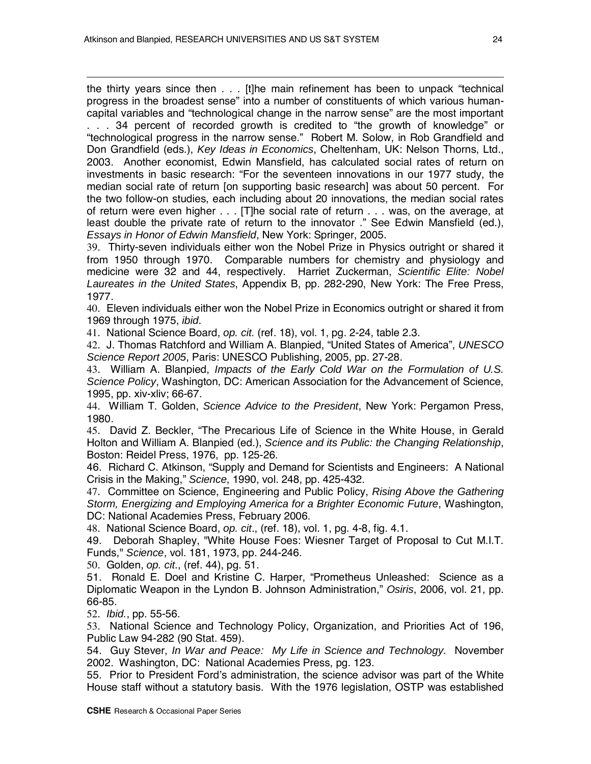the thirty years since then . . . [t]he main refinement has been to unpack "technical progress in the broadest sense" into a number of constituents of which various human-capital variables and "technological change in the narrow sense" are the most important . . . 34 percent of recorded growth is credited to "the growth of knowledge" or "technological progress in the narrow sense." Robert M. Solow, in Rob Grandfield and Don Grandfield (eds.), *Key Ideas in Economics*, Cheltenham, UK: Nelson Thorns, Ltd., 2003. Another economist, Edwin Mansfield, has calculated social rates of return on investments in basic research: "For the seventeen innovations in our 1977 study, the median social rate of return [on supporting basic research] was about 50 percent. For the two follow-on studies, each including about 20 innovations, the median social rates of return were even higher . . . [T]he social rate of return . . . was, on the average, at least double the private rate of return to the innovator ." See Edwin Mansfield (ed.), *Essays in Honor of Edwin Mansfield*, New York: Springer, 2005.

39. Thirty-seven individuals either won the Nobel Prize in Physics outright or shared it from 1950 through 1970. Comparable numbers for chemistry and physiology and medicine were 32 and 44, respectively. Harriet Zuckerman, *Scientific Elite: Nobel Laureates in the United States*, Appendix B, pp. 282-290, New York: The Free Press, 1977.

40. Eleven individuals either won the Nobel Prize in Economics outright or shared it from 1969 through 1975, *ibid*.

41. National Science Board, *op. cit.* (ref. 18), vol. 1, pg. 2-24, table 2.3.

42. J. Thomas Ratchford and William A. Blanpied, "United States of America", *UNESCO Science Report 2005*, Paris: UNESCO Publishing, 2005, pp. 27-28.

43. William A. Blanpied, *Impacts of the Early Cold War on the Formulation of U.S. Science Policy*, Washington, DC: American Association for the Advancement of Science, 1995, pp. xiv-xliv; 66-67.

44. William T. Golden, *Science Advice to the President*, New York: Pergamon Press, 1980.

45. David Z. Beckler, "The Precarious Life of Science in the White House, in Gerald Holton and William A. Blanpied (ed.), *Science and its Public: the Changing Relationship*, Boston: Reidel Press, 1976, pp. 125-26.

46. Richard C. Atkinson, "Supply and Demand for Scientists and Engineers: A National Crisis in the Making," *Science*, 1990, vol. 248, pp. 425-432.

47. Committee on Science, Engineering and Public Policy, *Rising Above the Gathering Storm, Energizing and Employing America for a Brighter Economic Future*, Washington, DC: National Academies Press, February 2006.

48. National Science Board, *op. cit*., (ref. 18), vol. 1, pg. 4-8, fig. 4.1.

49. Deborah Shapley, "White House Foes: Wiesner Target of Proposal to Cut M.I.T. Funds," *Science*, vol. 181, 1973, pp. 244-246.

50. Golden, *op. cit*., (ref. 44), pg. 51.

51. Ronald E. Doel and Kristine C. Harper, "Prometheus Unleashed: Science as a Diplomatic Weapon in the Lyndon B. Johnson Administration," *Osiris*, 2006, vol. 21, pp. 66-85.

52. *Ibid.*, pp. 55-56.

53. National Science and Technology Policy, Organization, and Priorities Act of 196, Public Law 94-282 (90 Stat. 459).

54. Guy Stever, *In War and Peace: My Life in Science and Technology*. November 2002. Washington, DC: National Academies Press, pg. 123.

55. Prior to President Ford's administration, the science advisor was part of the White House staff without a statutory basis. With the 1976 legislation, OSTP was established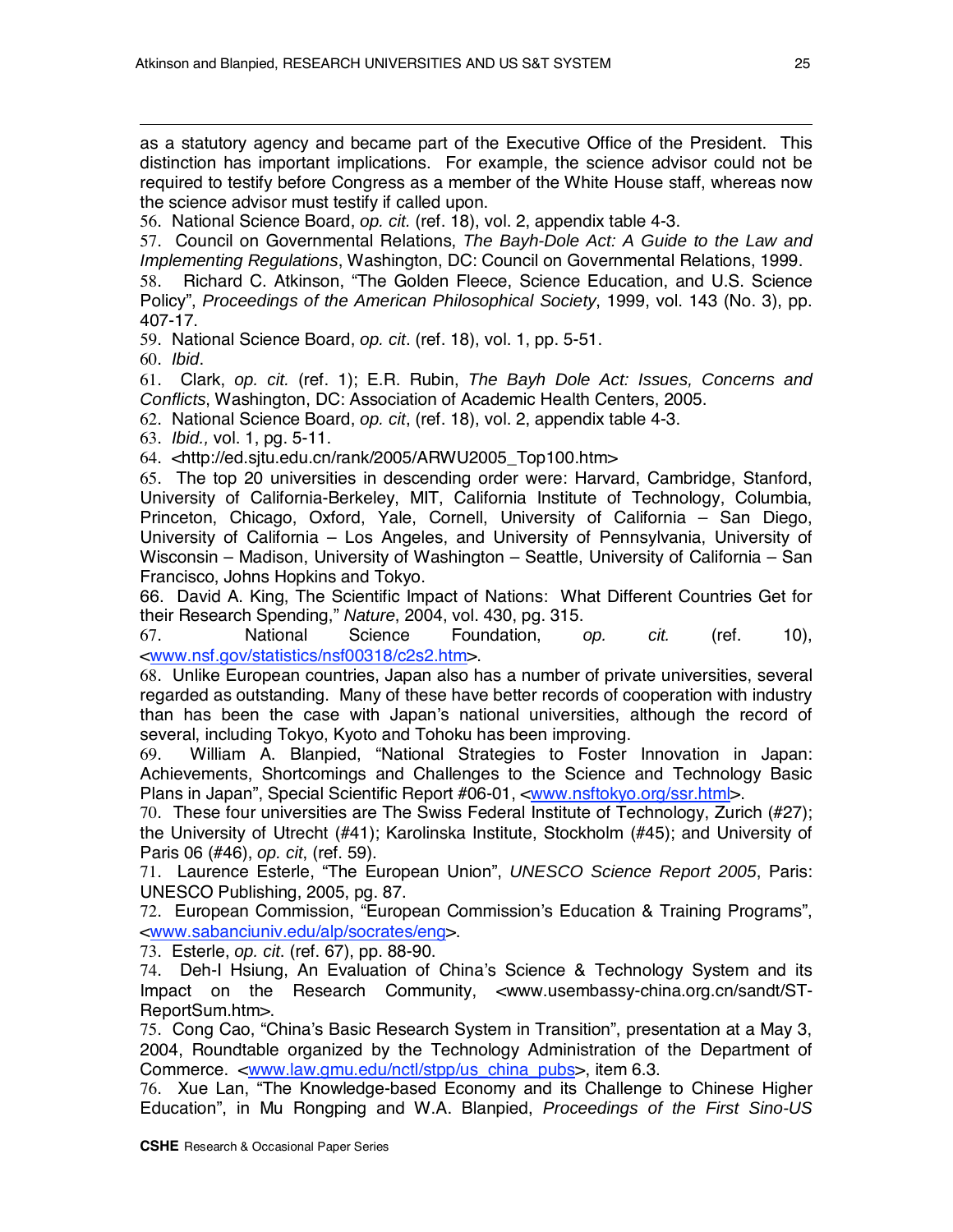as a statutory agency and became part of the Executive Office of the President. This distinction has important implications. For example, the science advisor could not be required to testify before Congress as a member of the White House staff, whereas now the science advisor must testify if called upon.

56. National Science Board, *op. cit.* (ref. 18), vol. 2, appendix table 4-3.

57. Council on Governmental Relations, *The Bayh-Dole Act: A Guide to the Law and Implementing Regulations*, Washington, DC: Council on Governmental Relations, 1999.

58. Richard C. Atkinson, "The Golden Fleece, Science Education, and U.S. Science Policy", *Proceedings of the American Philosophical Society*, 1999, vol. 143 (No. 3), pp. 407-17.

59. National Science Board, *op. cit*. (ref. 18), vol. 1, pp. 5-51.

60. *Ibid*.

61. Clark, *op. cit.* (ref. 1); E.R. Rubin, *The Bayh Dole Act: Issues, Concerns and Conflicts*, Washington, DC: Association of Academic Health Centers, 2005.

62. National Science Board, *op. cit*, (ref. 18), vol. 2, appendix table 4-3.

63. *Ibid.,* vol. 1, pg. 5-11.

64. <http://ed.sjtu.edu.cn/rank/2005/ARWU2005_Top100.htm>

65. The top 20 universities in descending order were: Harvard, Cambridge, Stanford, University of California-Berkeley, MIT, California Institute of Technology, Columbia, Princeton, Chicago, Oxford, Yale, Cornell, University of California – San Diego, University of California – Los Angeles, and University of Pennsylvania, University of Wisconsin – Madison, University of Washington – Seattle, University of California – San Francisco, Johns Hopkins and Tokyo.

66. David A. King, The Scientific Impact of Nations: What Different Countries Get for their Research Spending," *Nature*, 2004, vol. 430, pg. 315.

67. National Science Foundation, *op. cit.* (ref. 10), <www.nsf.gov/statistics/nsf00318/c2s2.htm>.

68. Unlike European countries, Japan also has a number of private universities, several regarded as outstanding. Many of these have better records of cooperation with industry than has been the case with Japan's national universities, although the record of several, including Tokyo, Kyoto and Tohoku has been improving.

69. William A. Blanpied, "National Strategies to Foster Innovation in Japan: Achievements, Shortcomings and Challenges to the Science and Technology Basic Plans in Japan", Special Scientific Report #06-01, <www.nsftokyo.org/ssr.html>.

70. These four universities are The Swiss Federal Institute of Technology, Zurich (#27); the University of Utrecht (#41); Karolinska Institute, Stockholm (#45); and University of Paris 06 (#46), *op. cit*, (ref. 59).

71. Laurence Esterle, "The European Union", *UNESCO Science Report 2005*, Paris: UNESCO Publishing, 2005, pg. 87.

72. European Commission, "European Commission's Education & Training Programs", <www.sabanciuniv.edu/alp/socrates/eng>.

73. Esterle, *op. cit*. (ref. 67), pp. 88-90.

74. Deh-I Hsiung, An Evaluation of China's Science & Technology System and its Impact on the Research Community, <www.usembassy-china.org.cn/sandt/ST-ReportSum.htm>.

75. Cong Cao, "China's Basic Research System in Transition", presentation at a May 3, 2004, Roundtable organized by the Technology Administration of the Department of Commerce. <www.law.gmu.edu/nctl/stpp/us_china_pubs>, item 6.3.

76. Xue Lan, "The Knowledge-based Economy and its Challenge to Chinese Higher Education", in Mu Rongping and W.A. Blanpied, *Proceedings of the First Sino-US*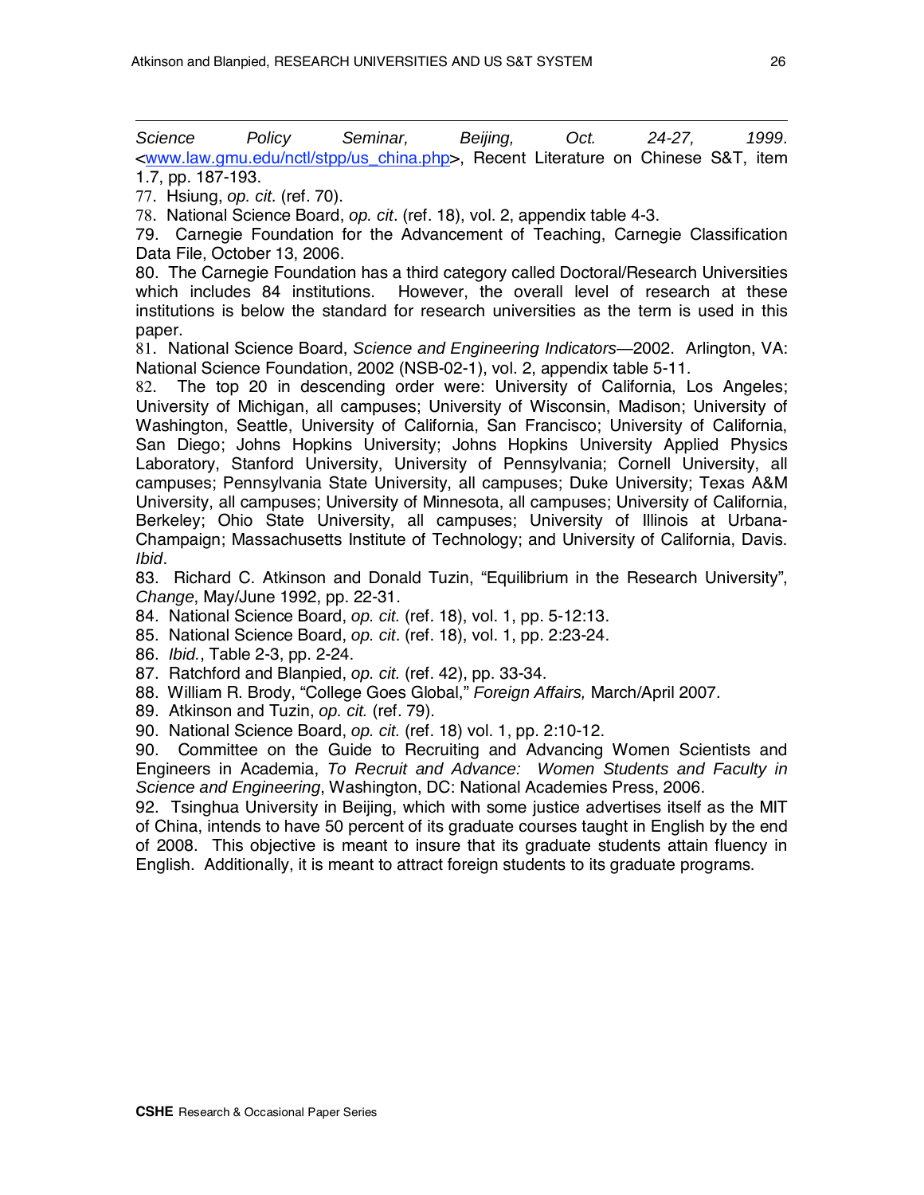*Science Policy Seminar, Beijing, Oct. 24-27, 1999*. <www.law.gmu.edu/nctl/stpp/us_china.php>, Recent Literature on Chinese S&T, item 1.7, pp. 187-193.

77. Hsiung, *op. cit*. (ref. 70).

78. National Science Board, *op. cit*. (ref. 18), vol. 2, appendix table 4-3.

79. Carnegie Foundation for the Advancement of Teaching, Carnegie Classification Data File, October 13, 2006.

80. The Carnegie Foundation has a third category called Doctoral/Research Universities which includes 84 institutions. However, the overall level of research at these institutions is below the standard for research universities as the term is used in this paper.

81. National Science Board, *Science and Engineering Indicators*—2002. Arlington, VA: National Science Foundation, 2002 (NSB-02-1), vol. 2, appendix table 5-11.

82. The top 20 in descending order were: University of California, Los Angeles; University of Michigan, all campuses; University of Wisconsin, Madison; University of Washington, Seattle, University of California, San Francisco; University of California, San Diego; Johns Hopkins University; Johns Hopkins University Applied Physics Laboratory, Stanford University, University of Pennsylvania; Cornell University, all campuses; Pennsylvania State University, all campuses; Duke University; Texas A&M University, all campuses; University of Minnesota, all campuses; University of California, Berkeley; Ohio State University, all campuses; University of Illinois at Urbana-Champaign; Massachusetts Institute of Technology; and University of California, Davis. *Ibid*.

83. Richard C. Atkinson and Donald Tuzin, "Equilibrium in the Research University", *Change*, May/June 1992, pp. 22-31.

84. National Science Board, *op. cit.* (ref. 18), vol. 1, pp. 5-12:13.

85. National Science Board, *op. cit*. (ref. 18), vol. 1, pp. 2:23-24.

86. *Ibid.*, Table 2-3, pp. 2-24.

87. Ratchford and Blanpied, *op. cit.* (ref. 42), pp. 33-34.

88. William R. Brody, "College Goes Global," *Foreign Affairs,* March/April 2007.

89. Atkinson and Tuzin, *op. cit.* (ref. 79).

90. National Science Board, *op. cit.* (ref. 18) vol. 1, pp. 2:10-12.

90. Committee on the Guide to Recruiting and Advancing Women Scientists and Engineers in Academia, *To Recruit and Advance: Women Students and Faculty in Science and Engineering*, Washington, DC: National Academies Press, 2006.

92. Tsinghua University in Beijing, which with some justice advertises itself as the MIT of China, intends to have 50 percent of its graduate courses taught in English by the end of 2008. This objective is meant to insure that its graduate students attain fluency in English. Additionally, it is meant to attract foreign students to its graduate programs.